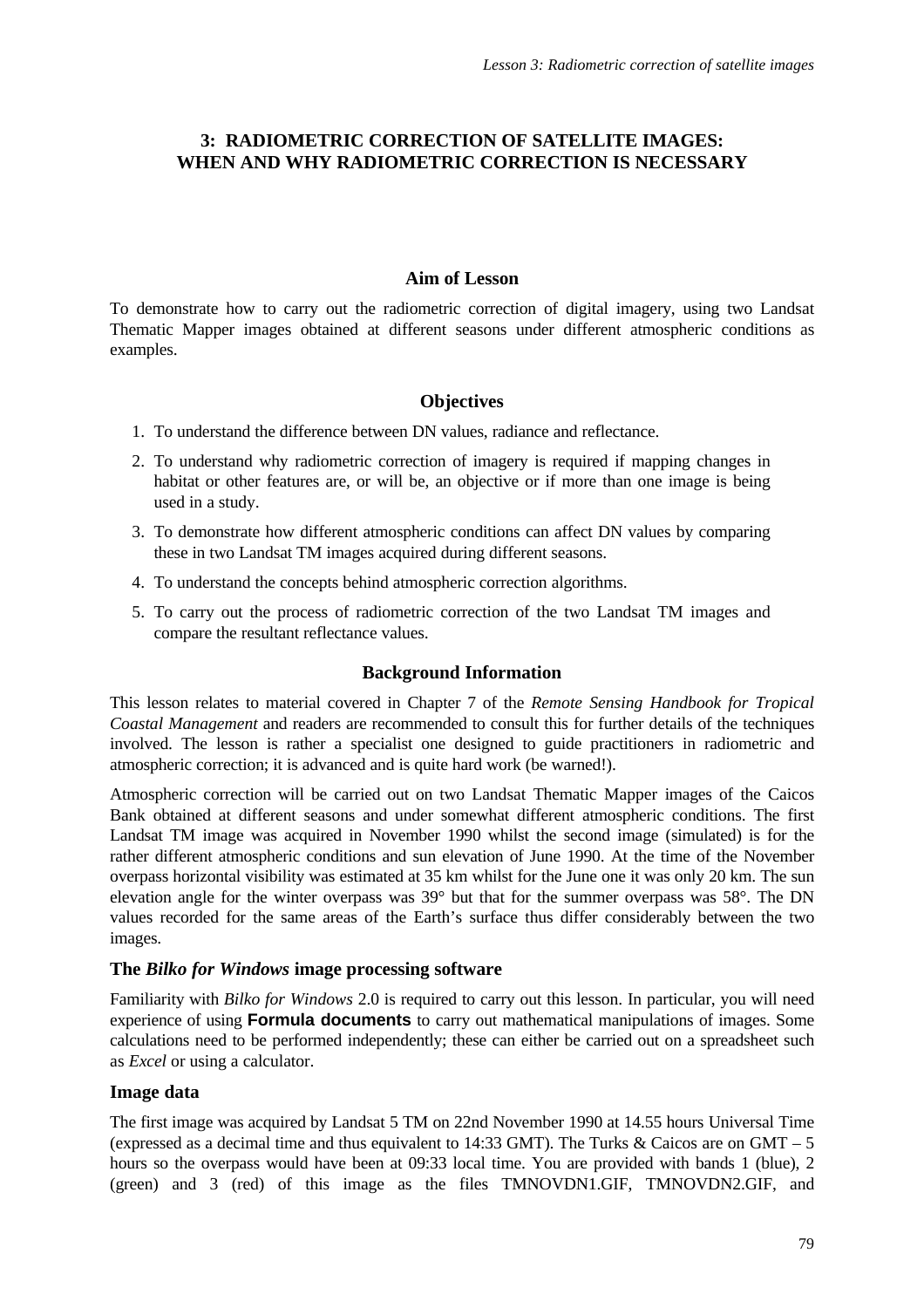# 3: RADIOMETRIC CORRECTION OF SATELLITE IMAGES: WHEN AND WHY RADIOMETRIC CORRECTION IS NECESSARY

## Aim of Lesson

To demonstrate how to carry out the radiometric correction of digital imagery, using two Landsat Thematic Mapper images obtained at different seasons under different atmospheric conditions as examples.

## Objectives

1. To understand the difference between DN values, radiance and reflectance.
2. To understand why radiometric correction of imagery is required if mapping changes in habitat or other features are, or will be, an objective or if more than one image is being used in a study.
3. To demonstrate how different atmospheric conditions can affect DN values by comparing these in two Landsat TM images acquired during different seasons.
4. To understand the concepts behind atmospheric correction algorithms.
5. To carry out the process of radiometric correction of the two Landsat TM images and compare the resultant reflectance values.

## Background Information

This lesson relates to material covered in Chapter 7 of the *Remote Sensing Handbook for Tropical Coastal Management* and readers are recommended to consult this for further details of the techniques involved. The lesson is rather a specialist one designed to guide practitioners in radiometric and atmospheric correction; it is advanced and is quite hard work (be warned!).

Atmospheric correction will be carried out on two Landsat Thematic Mapper images of the Caicos Bank obtained at different seasons and under somewhat different atmospheric conditions. The first Landsat TM image was acquired in November 1990 whilst the second image (simulated) is for the rather different atmospheric conditions and sun elevation of June 1990. At the time of the November overpass horizontal visibility was estimated at 35 km whilst for the June one it was only 20 km. The sun elevation angle for the winter overpass was 39° but that for the summer overpass was 58°. The DN values recorded for the same areas of the Earth's surface thus differ considerably between the two images.

### The *Bilko for Windows* image processing software

Familiarity with *Bilko for Windows* 2.0 is required to carry out this lesson. In particular, you will need experience of using **Formula documents** to carry out mathematical manipulations of images. Some calculations need to be performed independently; these can either be carried out on a spreadsheet such as *Excel* or using a calculator.

### Image data

The first image was acquired by Landsat 5 TM on 22nd November 1990 at 14.55 hours Universal Time (expressed as a decimal time and thus equivalent to 14:33 GMT). The Turks & Caicos are on GMT – 5 hours so the overpass would have been at 09:33 local time. You are provided with bands 1 (blue), 2 (green) and 3 (red) of this image as the files TMNOVDN1.GIF, TMNOVDN2.GIF, and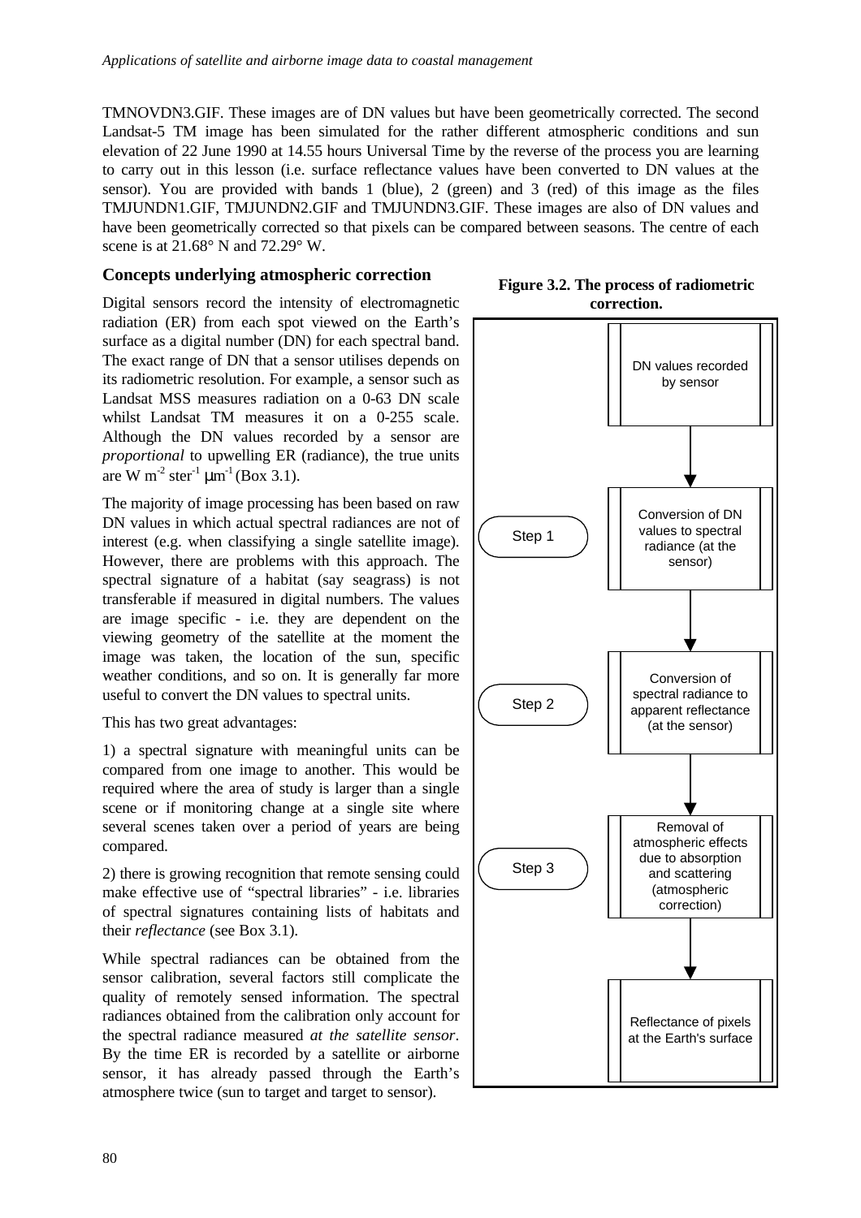TMNOVDN3.GIF. These images are of DN values but have been geometrically corrected. The second Landsat-5 TM image has been simulated for the rather different atmospheric conditions and sun elevation of 22 June 1990 at 14.55 hours Universal Time by the reverse of the process you are learning to carry out in this lesson (i.e. surface reflectance values have been converted to DN values at the sensor). You are provided with bands 1 (blue), 2 (green) and 3 (red) of this image as the files TMJUNDN1.GIF, TMJUNDN2.GIF and TMJUNDN3.GIF. These images are also of DN values and have been geometrically corrected so that pixels can be compared between seasons. The centre of each scene is at 21.68° N and 72.29° W.

## Concepts underlying atmospheric correction

Digital sensors record the intensity of electromagnetic radiation (ER) from each spot viewed on the Earth's surface as a digital number (DN) for each spectral band. The exact range of DN that a sensor utilises depends on its radiometric resolution. For example, a sensor such as Landsat MSS measures radiation on a 0-63 DN scale whilst Landsat TM measures it on a 0-255 scale. Although the DN values recorded by a sensor are *proportional* to upwelling ER (radiance), the true units are W $m^{-2}$ $ster^{-1}$ $\mu m^{-1}$ (Box 3.1).

The majority of image processing has been based on raw DN values in which actual spectral radiances are not of interest (e.g. when classifying a single satellite image). However, there are problems with this approach. The spectral signature of a habitat (say seagrass) is not transferable if measured in digital numbers. The values are image specific - i.e. they are dependent on the viewing geometry of the satellite at the moment the image was taken, the location of the sun, specific weather conditions, and so on. It is generally far more useful to convert the DN values to spectral units.

This has two great advantages:

1) a spectral signature with meaningful units can be compared from one image to another. This would be required where the area of study is larger than a single scene or if monitoring change at a single site where several scenes taken over a period of years are being compared.

2) there is growing recognition that remote sensing could make effective use of "spectral libraries" - i.e. libraries of spectral signatures containing lists of habitats and their *reflectance* (see Box 3.1).

While spectral radiances can be obtained from the sensor calibration, several factors still complicate the quality of remotely sensed information. The spectral radiances obtained from the calibration only account for the spectral radiance measured *at the satellite sensor*. By the time ER is recorded by a satellite or airborne sensor, it has already passed through the Earth's atmosphere twice (sun to target and target to sensor).

**Figure 3.2. The process of radiometric correction.**

DN values recorded by sensor
↓
Step 1: Conversion of DN values to spectral radiance (at the sensor)
↓
Step 2: Conversion of spectral radiance to apparent reflectance (at the sensor)
↓
Step 3: Removal of atmospheric effects due to absorption and scattering (atmospheric correction)
↓
Reflectance of pixels at the Earth's surface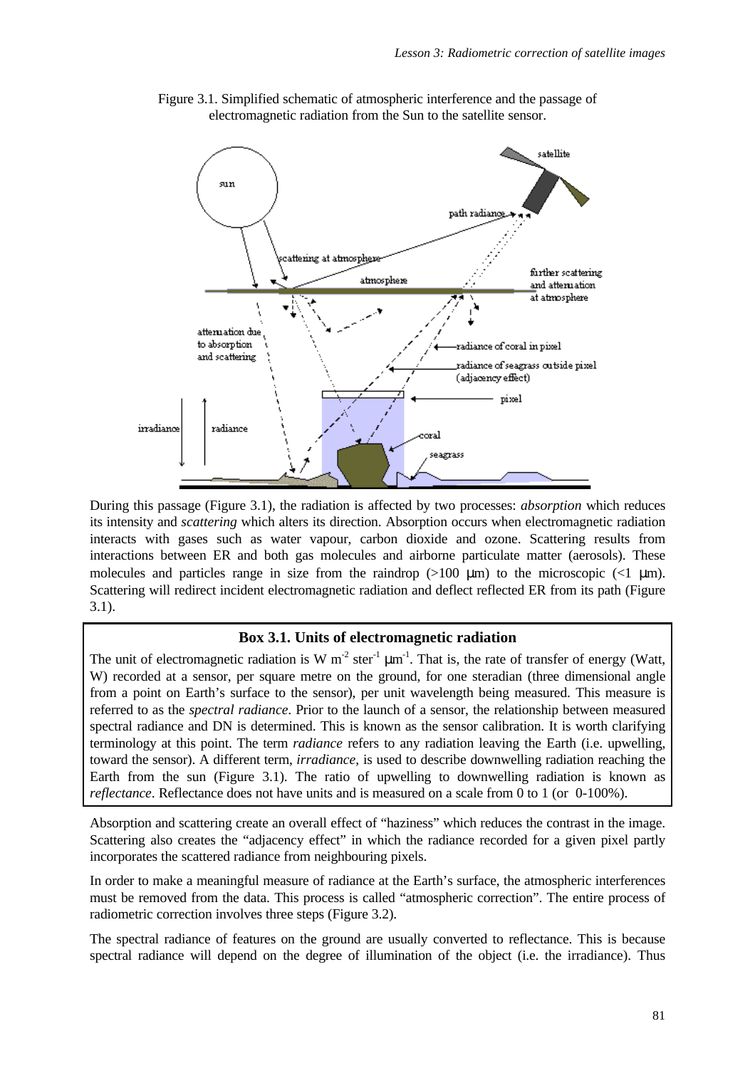Figure 3.1. Simplified schematic of atmospheric interference and the passage of electromagnetic radiation from the Sun to the satellite sensor.

During this passage (Figure 3.1), the radiation is affected by two processes: *absorption* which reduces its intensity and *scattering* which alters its direction. Absorption occurs when electromagnetic radiation interacts with gases such as water vapour, carbon dioxide and ozone. Scattering results from interactions between ER and both gas molecules and airborne particulate matter (aerosols). These molecules and particles range in size from the raindrop (>100 µm) to the microscopic (<1 µm). Scattering will redirect incident electromagnetic radiation and deflect reflected ER from its path (Figure 3.1).

### Box 3.1. Units of electromagnetic radiation

The unit of electromagnetic radiation is W $m^{-2}$ $ster^{-1}$ $\mu m^{-1}$. That is, the rate of transfer of energy (Watt, W) recorded at a sensor, per square metre on the ground, for one steradian (three dimensional angle from a point on Earth's surface to the sensor), per unit wavelength being measured. This measure is referred to as the *spectral radiance*. Prior to the launch of a sensor, the relationship between measured spectral radiance and DN is determined. This is known as the sensor calibration. It is worth clarifying terminology at this point. The term *radiance* refers to any radiation leaving the Earth (i.e. upwelling, toward the sensor). A different term, *irradiance*, is used to describe downwelling radiation reaching the Earth from the sun (Figure 3.1). The ratio of upwelling to downwelling radiation is known as *reflectance*. Reflectance does not have units and is measured on a scale from 0 to 1 (or 0-100%).

Absorption and scattering create an overall effect of "haziness" which reduces the contrast in the image. Scattering also creates the "adjacency effect" in which the radiance recorded for a given pixel partly incorporates the scattered radiance from neighbouring pixels.

In order to make a meaningful measure of radiance at the Earth's surface, the atmospheric interferences must be removed from the data. This process is called "atmospheric correction". The entire process of radiometric correction involves three steps (Figure 3.2).

The spectral radiance of features on the ground are usually converted to reflectance. This is because spectral radiance will depend on the degree of illumination of the object (i.e. the irradiance). Thus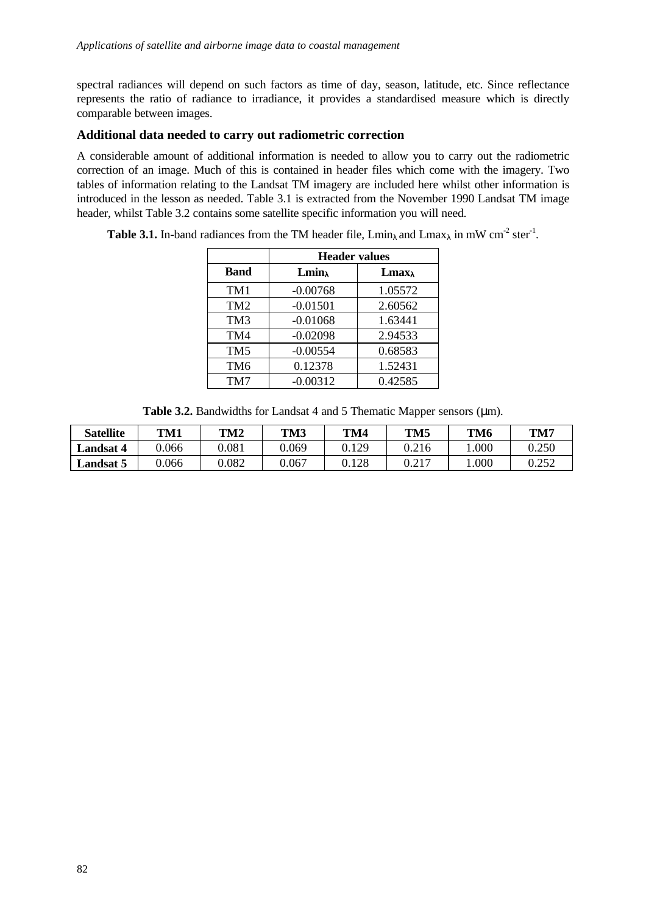spectral radiances will depend on such factors as time of day, season, latitude, etc. Since reflectance represents the ratio of radiance to irradiance, it provides a standardised measure which is directly comparable between images.

### Additional data needed to carry out radiometric correction

A considerable amount of additional information is needed to allow you to carry out the radiometric correction of an image. Much of this is contained in header files which come with the imagery. Two tables of information relating to the Landsat TM imagery are included here whilst other information is introduced in the lesson as needed. Table 3.1 is extracted from the November 1990 Landsat TM image header, whilst Table 3.2 contains some satellite specific information you will need.

**Table 3.1.** In-band radiances from the TM header file, $Lmin_\lambda$ and $Lmax_\lambda$ in mW $cm^{-2}$ $ster^{-1}$.

| | Header values | |
|---|---|---|
| **Band** | **$Lmin_\lambda$** | **$Lmax_\lambda$** |
| TM1 | -0.00768 | 1.05572 |
| TM2 | -0.01501 | 2.60562 |
| TM3 | -0.01068 | 1.63441 |
| TM4 | -0.02098 | 2.94533 |
| TM5 | -0.00554 | 0.68583 |
| TM6 | 0.12378 | 1.52431 |
| TM7 | -0.00312 | 0.42585 |

**Table 3.2.** Bandwidths for Landsat 4 and 5 Thematic Mapper sensors (µm).

| Satellite | TM1 | TM2 | TM3 | TM4 | TM5 | TM6 | TM7 |
|---|---|---|---|---|---|---|---|
| **Landsat 4** | 0.066 | 0.081 | 0.069 | 0.129 | 0.216 | 1.000 | 0.250 |
| **Landsat 5** | 0.066 | 0.082 | 0.067 | 0.128 | 0.217 | 1.000 | 0.252 |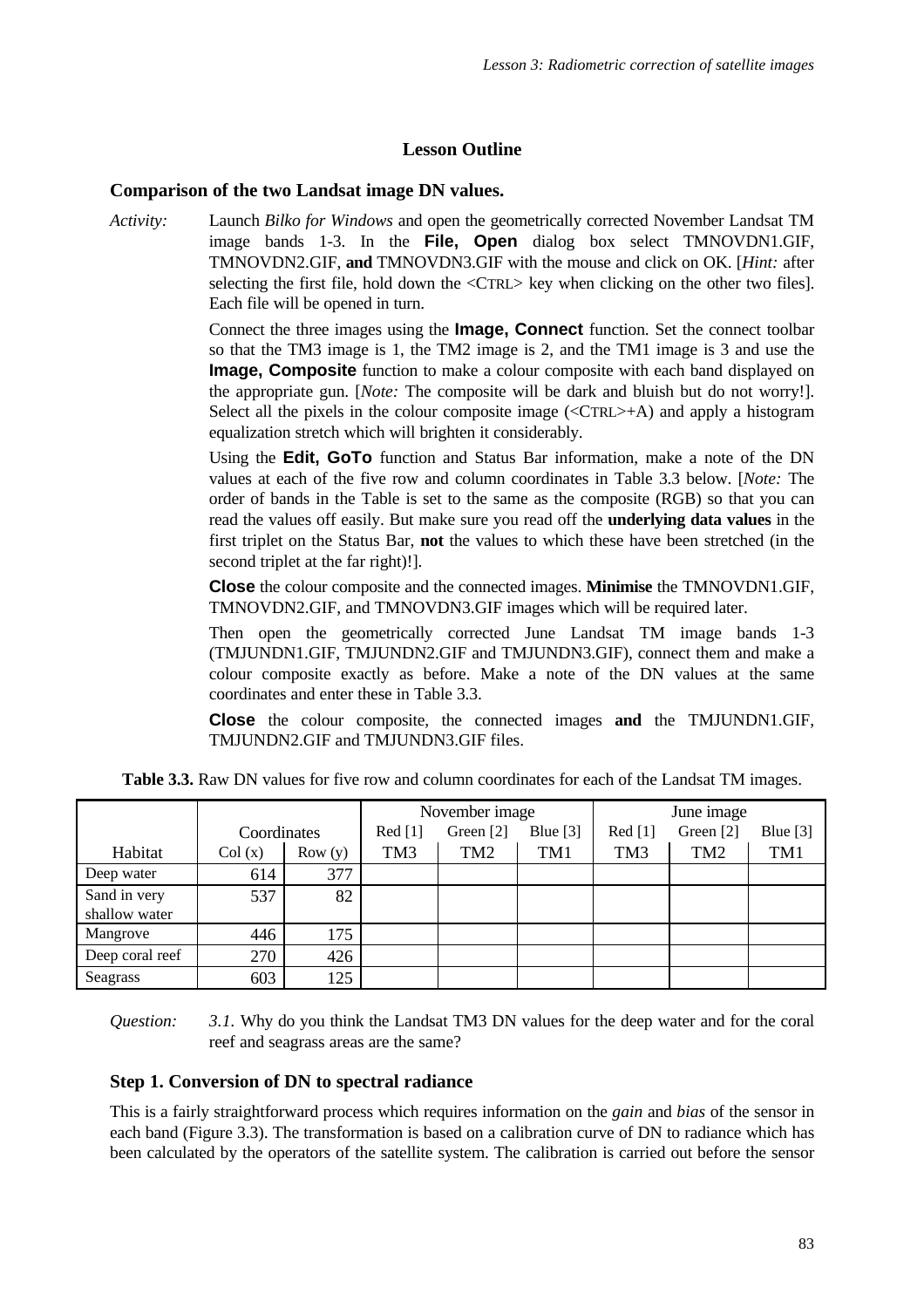## Lesson Outline

### Comparison of the two Landsat image DN values.

*Activity:* Launch *Bilko for Windows* and open the geometrically corrected November Landsat TM image bands 1-3. In the **File, Open** dialog box select TMNOVDN1.GIF, TMNOVDN2.GIF, **and** TMNOVDN3.GIF with the mouse and click on OK. [*Hint:* after selecting the first file, hold down the <CTRL> key when clicking on the other two files]. Each file will be opened in turn.

Connect the three images using the **Image, Connect** function. Set the connect toolbar so that the TM3 image is 1, the TM2 image is 2, and the TM1 image is 3 and use the **Image, Composite** function to make a colour composite with each band displayed on the appropriate gun. [*Note:* The composite will be dark and bluish but do not worry!]. Select all the pixels in the colour composite image (<CTRL>+A) and apply a histogram equalization stretch which will brighten it considerably.

Using the **Edit, GoTo** function and Status Bar information, make a note of the DN values at each of the five row and column coordinates in Table 3.3 below. [*Note:* The order of bands in the Table is set to the same as the composite (RGB) so that you can read the values off easily. But make sure you read off the **underlying data values** in the first triplet on the Status Bar, **not** the values to which these have been stretched (in the second triplet at the far right)!].

**Close** the colour composite and the connected images. **Minimise** the TMNOVDN1.GIF, TMNOVDN2.GIF, and TMNOVDN3.GIF images which will be required later.

Then open the geometrically corrected June Landsat TM image bands 1-3 (TMJUNDN1.GIF, TMJUNDN2.GIF and TMJUNDN3.GIF), connect them and make a colour composite exactly as before. Make a note of the DN values at the same coordinates and enter these in Table 3.3.

**Close** the colour composite, the connected images **and** the TMJUNDN1.GIF, TMJUNDN2.GIF and TMJUNDN3.GIF files.

**Table 3.3.** Raw DN values for five row and column coordinates for each of the Landsat TM images.

| | Coordinates | | November image | | | June image | | |
|---|---|---|---|---|---|---|---|---|
| | | | Red [1] | Green [2] | Blue [3] | Red [1] | Green [2] | Blue [3] |
| Habitat | Col (x) | Row (y) | TM3 | TM2 | TM1 | TM3 | TM2 | TM1 |
| Deep water | 614 | 377 | | | | | | |
| Sand in very shallow water | 537 | 82 | | | | | | |
| Mangrove | 446 | 175 | | | | | | |
| Deep coral reef | 270 | 426 | | | | | | |
| Seagrass | 603 | 125 | | | | | | |

*Question:* *3.1.* Why do you think the Landsat TM3 DN values for the deep water and for the coral reef and seagrass areas are the same?

### Step 1. Conversion of DN to spectral radiance

This is a fairly straightforward process which requires information on the *gain* and *bias* of the sensor in each band (Figure 3.3). The transformation is based on a calibration curve of DN to radiance which has been calculated by the operators of the satellite system. The calibration is carried out before the sensor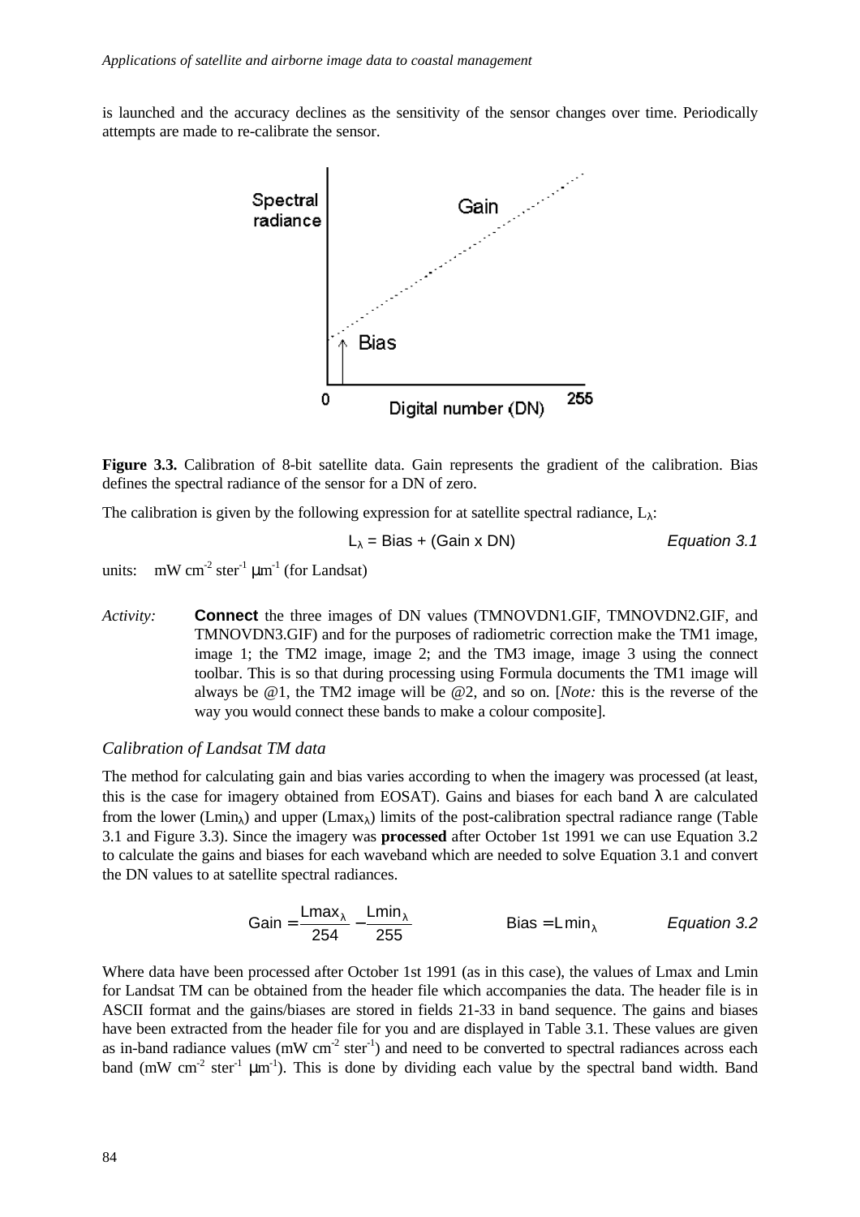is launched and the accuracy declines as the sensitivity of the sensor changes over time. Periodically attempts are made to re-calibrate the sensor.

**Figure 3.3.** Calibration of 8-bit satellite data. Gain represents the gradient of the calibration. Bias defines the spectral radiance of the sensor for a DN of zero.

The calibration is given by the following expression for at satellite spectral radiance, $L_\lambda$:

$$L_\lambda = \text{Bias} + (\text{Gain} \times \text{DN}) \qquad \textit{Equation 3.1}$$

units: mW cm$^{-2}$ ster$^{-1}$ µm$^{-1}$ (for Landsat)

*Activity:* **Connect** the three images of DN values (TMNOVDN1.GIF, TMNOVDN2.GIF, and TMNOVDN3.GIF) and for the purposes of radiometric correction make the TM1 image, image 1; the TM2 image, image 2; and the TM3 image, image 3 using the connect toolbar. This is so that during processing using Formula documents the TM1 image will always be @1, the TM2 image will be @2, and so on. [*Note:* this is the reverse of the way you would connect these bands to make a colour composite].

### *Calibration of Landsat TM data*

The method for calculating gain and bias varies according to when the imagery was processed (at least, this is the case for imagery obtained from EOSAT). Gains and biases for each band $\lambda$ are calculated from the lower ($Lmin_\lambda$) and upper ($Lmax_\lambda$) limits of the post-calibration spectral radiance range (Table 3.1 and Figure 3.3). Since the imagery was **processed** after October 1st 1991 we can use Equation 3.2 to calculate the gains and biases for each waveband which are needed to solve Equation 3.1 and convert the DN values to at satellite spectral radiances.

$$\text{Gain} = \frac{Lmax_\lambda}{254} - \frac{Lmin_\lambda}{255} \qquad \text{Bias} = Lmin_\lambda \qquad \textit{Equation 3.2}$$

Where data have been processed after October 1st 1991 (as in this case), the values of Lmax and Lmin for Landsat TM can be obtained from the header file which accompanies the data. The header file is in ASCII format and the gains/biases are stored in fields 21-33 in band sequence. The gains and biases have been extracted from the header file for you and are displayed in Table 3.1. These values are given as in-band radiance values (mW cm$^{-2}$ ster$^{-1}$) and need to be converted to spectral radiances across each band (mW cm$^{-2}$ ster$^{-1}$ µm$^{-1}$). This is done by dividing each value by the spectral band width. Band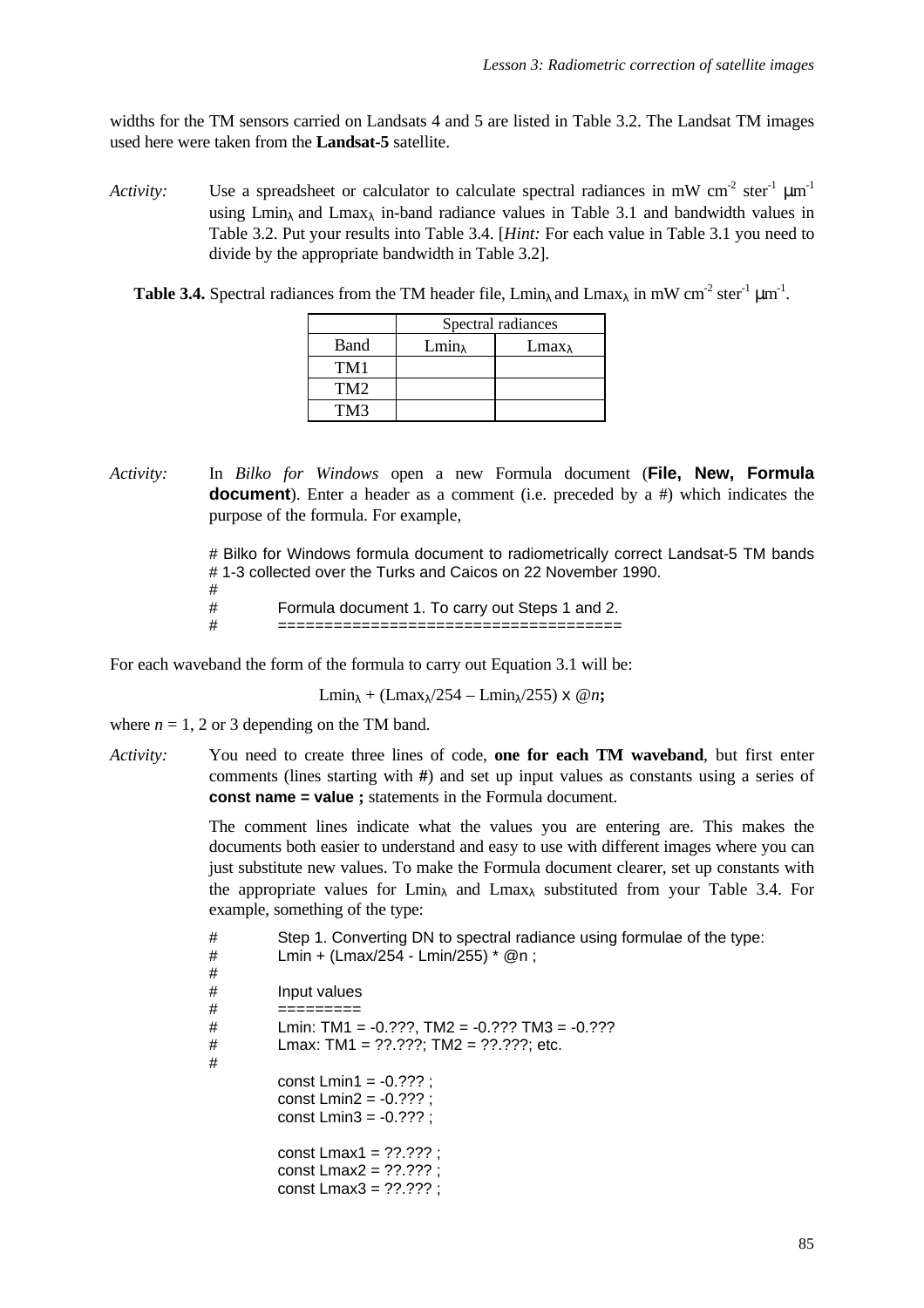widths for the TM sensors carried on Landsats 4 and 5 are listed in Table 3.2. The Landsat TM images used here were taken from the **Landsat-5** satellite.

*Activity:* Use a spreadsheet or calculator to calculate spectral radiances in mW cm$^{-2}$ ster$^{-1}$ µm$^{-1}$ using $Lmin_\lambda$ and $Lmax_\lambda$ in-band radiance values in Table 3.1 and bandwidth values in Table 3.2. Put your results into Table 3.4. [*Hint:* For each value in Table 3.1 you need to divide by the appropriate bandwidth in Table 3.2].

**Table 3.4.** Spectral radiances from the TM header file, $Lmin_\lambda$ and $Lmax_\lambda$ in mW cm$^{-2}$ ster$^{-1}$ µm$^{-1}$.

| | Spectral radiances | |
|---|---|---|
| Band | $Lmin_\lambda$ | $Lmax_\lambda$ |
| TM1 | | |
| TM2 | | |
| TM3 | | |

*Activity:* In *Bilko for Windows* open a new Formula document (**File, New, Formula document**). Enter a header as a comment (i.e. preceded by a #) which indicates the purpose of the formula. For example,

```
# Bilko for Windows formula document to radiometrically correct Landsat-5 TM bands
# 1-3 collected over the Turks and Caicos on 22 November 1990.
#
#        Formula document 1. To carry out Steps 1 and 2.
#        ====================================
```

For each waveband the form of the formula to carry out Equation 3.1 will be:

$$Lmin_\lambda + (Lmax_\lambda/254 - Lmin_\lambda/255) \times @n;$$

where $n$ = 1, 2 or 3 depending on the TM band.

*Activity:* You need to create three lines of code, **one for each TM waveband**, but first enter comments (lines starting with **#**) and set up input values as constants using a series of **const name = value ;** statements in the Formula document.

The comment lines indicate what the values you are entering are. This makes the documents both easier to understand and easy to use with different images where you can just substitute new values. To make the Formula document clearer, set up constants with the appropriate values for $Lmin_\lambda$ and $Lmax_\lambda$ substituted from your Table 3.4. For example, something of the type:

```
#        Step 1. Converting DN to spectral radiance using formulae of the type:
#        Lmin + (Lmax/254 - Lmin/255) * @n ;
#
#        Input values
#        =========
#        Lmin: TM1 = -0.???, TM2 = -0.??? TM3 = -0.???
#        Lmax: TM1 = ??.???; TM2 = ??.???; etc.
#
         const Lmin1 = -0.??? ;
         const Lmin2 = -0.??? ;
         const Lmin3 = -0.??? ;

         const Lmax1 = ??.??? ;
         const Lmax2 = ??.??? ;
         const Lmax3 = ??.??? ;
```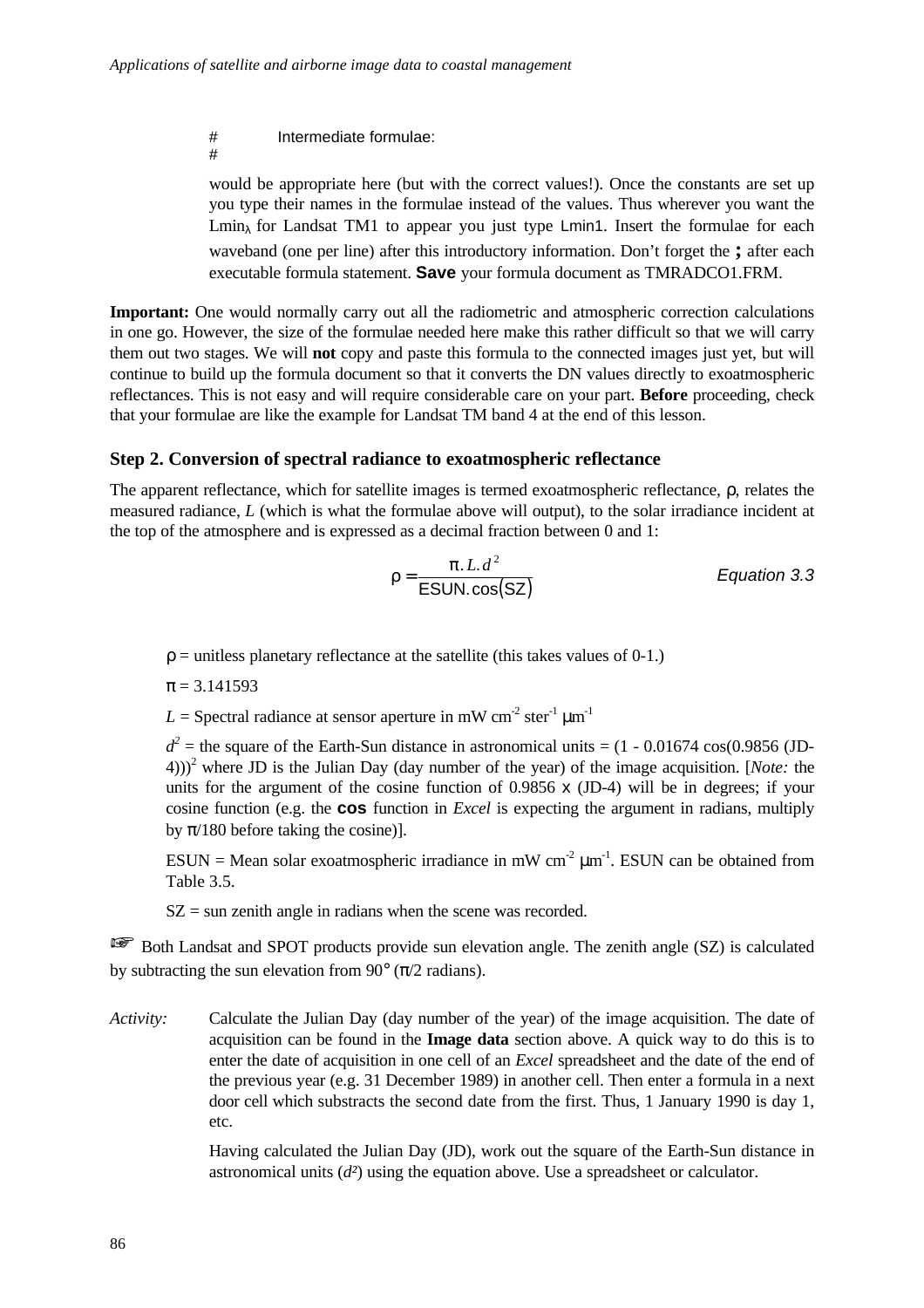```
#       Intermediate formulae:
#
```

would be appropriate here (but with the correct values!). Once the constants are set up you type their names in the formulae instead of the values. Thus wherever you want the $Lmin_\lambda$ for Landsat TM1 to appear you just type Lmin1. Insert the formulae for each waveband (one per line) after this introductory information. Don't forget the **;** after each executable formula statement. **Save** your formula document as TMRADCO1.FRM.

**Important:** One would normally carry out all the radiometric and atmospheric correction calculations in one go. However, the size of the formulae needed here make this rather difficult so that we will carry them out two stages. We will **not** copy and paste this formula to the connected images just yet, but will continue to build up the formula document so that it converts the DN values directly to exoatmospheric reflectances. This is not easy and will require considerable care on your part. **Before** proceeding, check that your formulae are like the example for Landsat TM band 4 at the end of this lesson.

### Step 2. Conversion of spectral radiance to exoatmospheric reflectance

The apparent reflectance, which for satellite images is termed exoatmospheric reflectance, ρ, relates the measured radiance, *L* (which is what the formulae above will output), to the solar irradiance incident at the top of the atmosphere and is expressed as a decimal fraction between 0 and 1:

$$\rho = \frac{\pi . L . d^2}{\text{ESUN}.\cos(\text{SZ})} \qquad \textit{Equation 3.3}$$

ρ = unitless planetary reflectance at the satellite (this takes values of 0-1.)

π = 3.141593

*L* = Spectral radiance at sensor aperture in mW $cm^{-2}$ $ster^{-1}$ $\mu m^{-1}$

$d^2$ = the square of the Earth-Sun distance in astronomical units = $(1 - 0.01674 \cos(0.9856\ (JD-4)))^2$ where JD is the Julian Day (day number of the year) of the image acquisition. [*Note:* the units for the argument of the cosine function of 0.9856 x (JD-4) will be in degrees; if your cosine function (e.g. the **cos** function in *Excel* is expecting the argument in radians, multiply by π/180 before taking the cosine)].

ESUN = Mean solar exoatmospheric irradiance in mW $cm^{-2}$ $\mu m^{-1}$. ESUN can be obtained from Table 3.5.

SZ = sun zenith angle in radians when the scene was recorded.

☞ Both Landsat and SPOT products provide sun elevation angle. The zenith angle (SZ) is calculated by subtracting the sun elevation from 90° (π/2 radians).

*Activity:* Calculate the Julian Day (day number of the year) of the image acquisition. The date of acquisition can be found in the **Image data** section above. A quick way to do this is to enter the date of acquisition in one cell of an *Excel* spreadsheet and the date of the end of the previous year (e.g. 31 December 1989) in another cell. Then enter a formula in a next door cell which substracts the second date from the first. Thus, 1 January 1990 is day 1, etc.

Having calculated the Julian Day (JD), work out the square of the Earth-Sun distance in astronomical units ($d^2$) using the equation above. Use a spreadsheet or calculator.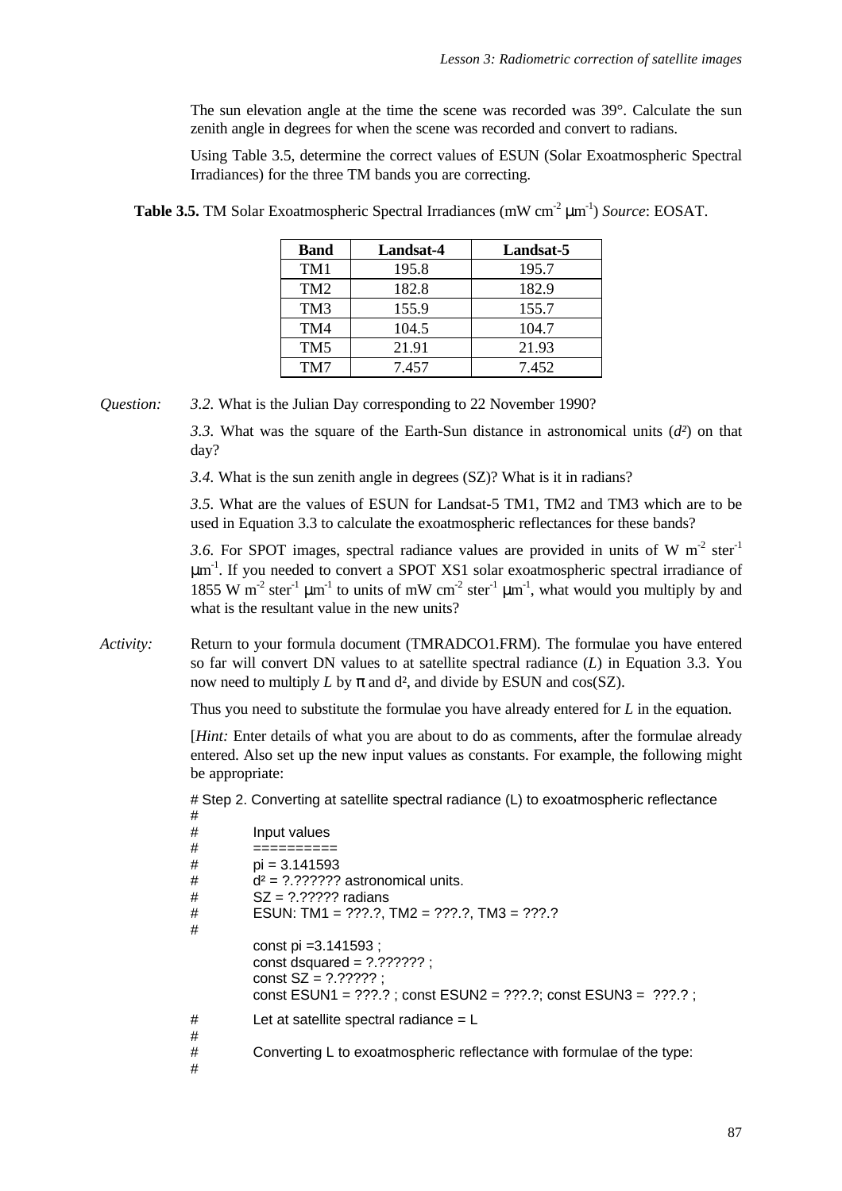The sun elevation angle at the time the scene was recorded was 39°. Calculate the sun zenith angle in degrees for when the scene was recorded and convert to radians.

Using Table 3.5, determine the correct values of ESUN (Solar Exoatmospheric Spectral Irradiances) for the three TM bands you are correcting.

**Table 3.5.** TM Solar Exoatmospheric Spectral Irradiances (mW cm$^{-2}$ μm$^{-1}$) *Source*: EOSAT.

| Band | Landsat-4 | Landsat-5 |
|---|---|---|
| TM1 | 195.8 | 195.7 |
| TM2 | 182.8 | 182.9 |
| TM3 | 155.9 | 155.7 |
| TM4 | 104.5 | 104.7 |
| TM5 | 21.91 | 21.93 |
| TM7 | 7.457 | 7.452 |

*Question:* *3.2*. What is the Julian Day corresponding to 22 November 1990?

*3.3*. What was the square of the Earth-Sun distance in astronomical units ($d^2$) on that day?

*3.4*. What is the sun zenith angle in degrees (SZ)? What is it in radians?

*3.5*. What are the values of ESUN for Landsat-5 TM1, TM2 and TM3 which are to be used in Equation 3.3 to calculate the exoatmospheric reflectances for these bands?

*3.6*. For SPOT images, spectral radiance values are provided in units of W m$^{-2}$ ster$^{-1}$ μm$^{-1}$. If you needed to convert a SPOT XS1 solar exoatmospheric spectral irradiance of 1855 W m$^{-2}$ ster$^{-1}$ μm$^{-1}$ to units of mW cm$^{-2}$ ster$^{-1}$ μm$^{-1}$, what would you multiply by and what is the resultant value in the new units?

*Activity:* Return to your formula document (TMRADCO1.FRM). The formulae you have entered so far will convert DN values to at satellite spectral radiance (*L*) in Equation 3.3. You now need to multiply *L* by π and d², and divide by ESUN and cos(SZ).

Thus you need to substitute the formulae you have already entered for *L* in the equation.

[*Hint:* Enter details of what you are about to do as comments, after the formulae already entered. Also set up the new input values as constants. For example, the following might be appropriate:

```
# Step 2. Converting at satellite spectral radiance (L) to exoatmospheric reflectance
#
#       Input values
#       ==========
#       pi = 3.141593
#       d² = ?.?????? astronomical units.
#       SZ = ?.????? radians
#       ESUN: TM1 = ???.?, TM2 = ???.?, TM3 = ???.?
#
        const pi =3.141593 ;
        const dsquared = ?.?????? ;
        const SZ = ?.????? ;
        const ESUN1 = ???.? ; const ESUN2 = ???.?; const ESUN3 =  ???.? ;
#       Let at satellite spectral radiance = L
#
#       Converting L to exoatmospheric reflectance with formulae of the type:
#
```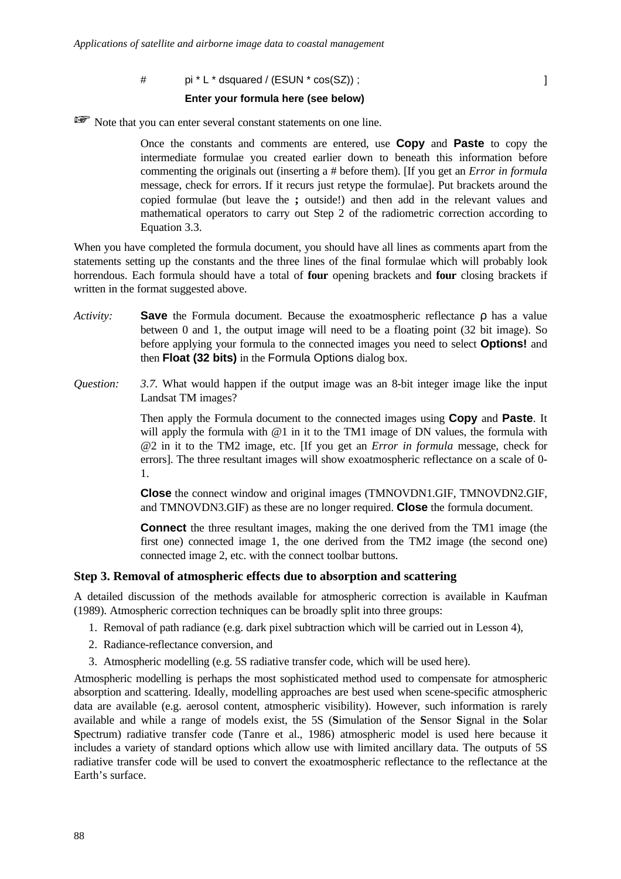```
#	pi * L * dsquared / (ESUN * cos(SZ)) ;	]
	Enter your formula here (see below)
```

☞ Note that you can enter several constant statements on one line.

Once the constants and comments are entered, use **Copy** and **Paste** to copy the intermediate formulae you created earlier down to beneath this information before commenting the originals out (inserting a # before them). [If you get an *Error in formula* message, check for errors. If it recurs just retype the formulae]. Put brackets around the copied formulae (but leave the **;** outside!) and then add in the relevant values and mathematical operators to carry out Step 2 of the radiometric correction according to Equation 3.3.

When you have completed the formula document, you should have all lines as comments apart from the statements setting up the constants and the three lines of the final formulae which will probably look horrendous. Each formula should have a total of **four** opening brackets and **four** closing brackets if written in the format suggested above.

*Activity:* **Save** the Formula document. Because the exoatmospheric reflectance $\rho$ has a value between 0 and 1, the output image will need to be a floating point (32 bit image). So before applying your formula to the connected images you need to select **Options!** and then **Float (32 bits)** in the Formula Options dialog box.

*Question:* *3.7.* What would happen if the output image was an 8-bit integer image like the input Landsat TM images?

Then apply the Formula document to the connected images using **Copy** and **Paste**. It will apply the formula with @1 in it to the TM1 image of DN values, the formula with @2 in it to the TM2 image, etc. [If you get an *Error in formula* message, check for errors]. The three resultant images will show exoatmospheric reflectance on a scale of 0-1.

**Close** the connect window and original images (TMNOVDN1.GIF, TMNOVDN2.GIF, and TMNOVDN3.GIF) as these are no longer required. **Close** the formula document.

**Connect** the three resultant images, making the one derived from the TM1 image (the first one) connected image 1, the one derived from the TM2 image (the second one) connected image 2, etc. with the connect toolbar buttons.

### Step 3. Removal of atmospheric effects due to absorption and scattering

A detailed discussion of the methods available for atmospheric correction is available in Kaufman (1989). Atmospheric correction techniques can be broadly split into three groups:

1. Removal of path radiance (e.g. dark pixel subtraction which will be carried out in Lesson 4),
2. Radiance-reflectance conversion, and
3. Atmospheric modelling (e.g. 5S radiative transfer code, which will be used here).

Atmospheric modelling is perhaps the most sophisticated method used to compensate for atmospheric absorption and scattering. Ideally, modelling approaches are best used when scene-specific atmospheric data are available (e.g. aerosol content, atmospheric visibility). However, such information is rarely available and while a range of models exist, the 5S (**S**imulation of the **S**ensor **S**ignal in the **S**olar **S**pectrum) radiative transfer code (Tanre et al., 1986) atmospheric model is used here because it includes a variety of standard options which allow use with limited ancillary data. The outputs of 5S radiative transfer code will be used to convert the exoatmospheric reflectance to the reflectance at the Earth's surface.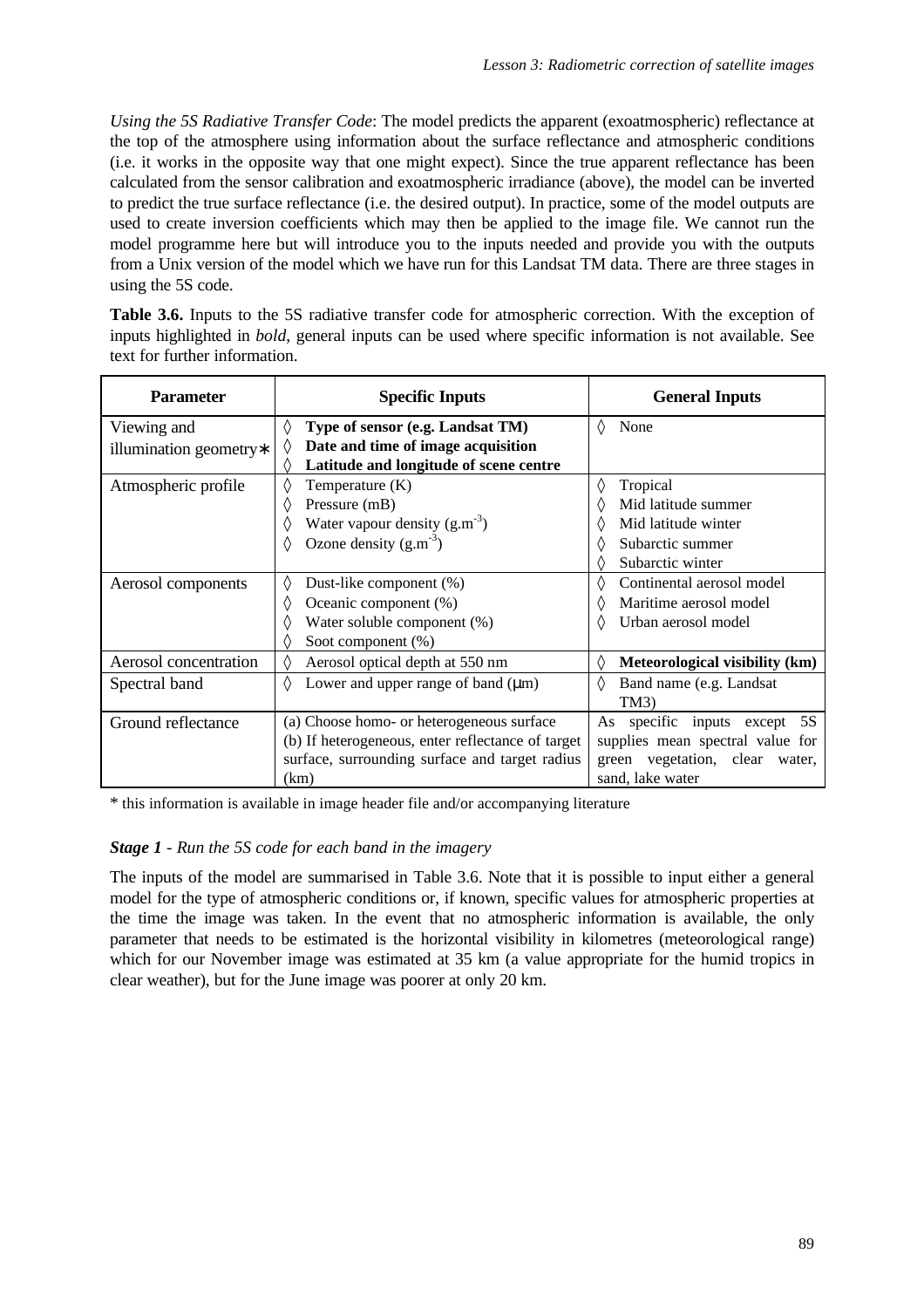*Using the 5S Radiative Transfer Code*: The model predicts the apparent (exoatmospheric) reflectance at the top of the atmosphere using information about the surface reflectance and atmospheric conditions (i.e. it works in the opposite way that one might expect). Since the true apparent reflectance has been calculated from the sensor calibration and exoatmospheric irradiance (above), the model can be inverted to predict the true surface reflectance (i.e. the desired output). In practice, some of the model outputs are used to create inversion coefficients which may then be applied to the image file. We cannot run the model programme here but will introduce you to the inputs needed and provide you with the outputs from a Unix version of the model which we have run for this Landsat TM data. There are three stages in using the 5S code.

**Table 3.6.** Inputs to the 5S radiative transfer code for atmospheric correction. With the exception of inputs highlighted in *bold*, general inputs can be used where specific information is not available. See text for further information.

| Parameter | Specific Inputs | General Inputs |
|---|---|---|
| Viewing and illumination geometry∗ | ◊ **Type of sensor (e.g. Landsat TM)**<br>◊ **Date and time of image acquisition**<br>◊ **Latitude and longitude of scene centre** | ◊ None |
| Atmospheric profile | ◊ Temperature (K)<br>◊ Pressure (mB)<br>◊ Water vapour density ($g.m^{-3}$)<br>◊ Ozone density ($g.m^{-3}$) | ◊ Tropical<br>◊ Mid latitude summer<br>◊ Mid latitude winter<br>◊ Subarctic summer<br>◊ Subarctic winter |
| Aerosol components | ◊ Dust-like component (%)<br>◊ Oceanic component (%)<br>◊ Water soluble component (%)<br>◊ Soot component (%) | ◊ Continental aerosol model<br>◊ Maritime aerosol model<br>◊ Urban aerosol model |
| Aerosol concentration | ◊ Aerosol optical depth at 550 nm | ◊ **Meteorological visibility (km)** |
| Spectral band | ◊ Lower and upper range of band (µm) | ◊ Band name (e.g. Landsat TM3) |
| Ground reflectance | (a) Choose homo- or heterogeneous surface<br>(b) If heterogeneous, enter reflectance of target surface, surrounding surface and target radius (km) | As specific inputs except 5S supplies mean spectral value for green vegetation, clear water, sand, lake water |

* this information is available in image header file and/or accompanying literature

***Stage 1*** *- Run the 5S code for each band in the imagery*

The inputs of the model are summarised in Table 3.6. Note that it is possible to input either a general model for the type of atmospheric conditions or, if known, specific values for atmospheric properties at the time the image was taken. In the event that no atmospheric information is available, the only parameter that needs to be estimated is the horizontal visibility in kilometres (meteorological range) which for our November image was estimated at 35 km (a value appropriate for the humid tropics in clear weather), but for the June image was poorer at only 20 km.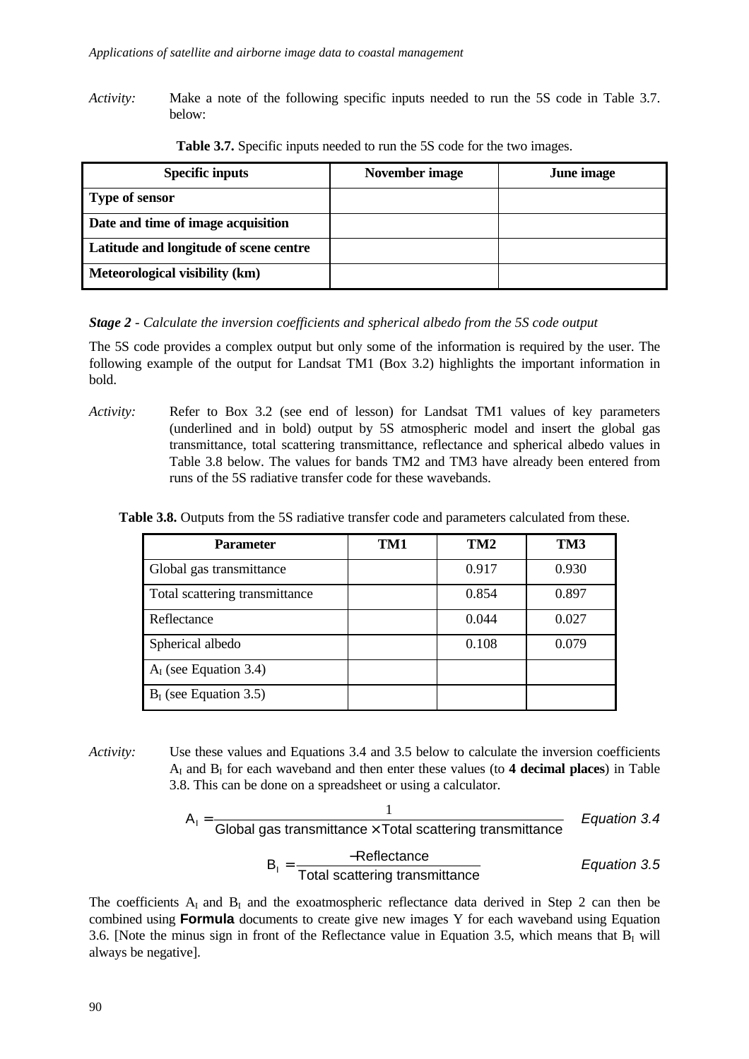*Activity:* Make a note of the following specific inputs needed to run the 5S code in Table 3.7. below:

**Table 3.7.** Specific inputs needed to run the 5S code for the two images.

| Specific inputs | November image | June image |
|---|---|---|
| **Type of sensor** | | |
| **Date and time of image acquisition** | | |
| **Latitude and longitude of scene centre** | | |
| **Meteorological visibility (km)** | | |

***Stage 2*** *- Calculate the inversion coefficients and spherical albedo from the 5S code output*

The 5S code provides a complex output but only some of the information is required by the user. The following example of the output for Landsat TM1 (Box 3.2) highlights the important information in bold.

*Activity:* Refer to Box 3.2 (see end of lesson) for Landsat TM1 values of key parameters (underlined and in bold) output by 5S atmospheric model and insert the global gas transmittance, total scattering transmittance, reflectance and spherical albedo values in Table 3.8 below. The values for bands TM2 and TM3 have already been entered from runs of the 5S radiative transfer code for these wavebands.

**Table 3.8.** Outputs from the 5S radiative transfer code and parameters calculated from these.

| Parameter | TM1 | TM2 | TM3 |
|---|---|---|---|
| Global gas transmittance | | 0.917 | 0.930 |
| Total scattering transmittance | | 0.854 | 0.897 |
| Reflectance | | 0.044 | 0.027 |
| Spherical albedo | | 0.108 | 0.079 |
| $A_I$ (see Equation 3.4) | | | |
| $B_I$ (see Equation 3.5) | | | |

*Activity:* Use these values and Equations 3.4 and 3.5 below to calculate the inversion coefficients $A_I$ and $B_I$ for each waveband and then enter these values (to **4 decimal places**) in Table 3.8. This can be done on a spreadsheet or using a calculator.

$$A_I = \frac{1}{\text{Global gas transmittance} \times \text{Total scattering transmittance}} \qquad \textit{Equation 3.4}$$

$$B_I = \frac{-\text{Reflectance}}{\text{Total scattering transmittance}} \qquad \textit{Equation 3.5}$$

The coefficients $A_I$ and $B_I$ and the exoatmospheric reflectance data derived in Step 2 can then be combined using **Formula** documents to create give new images Y for each waveband using Equation 3.6. [Note the minus sign in front of the Reflectance value in Equation 3.5, which means that $B_I$ will always be negative].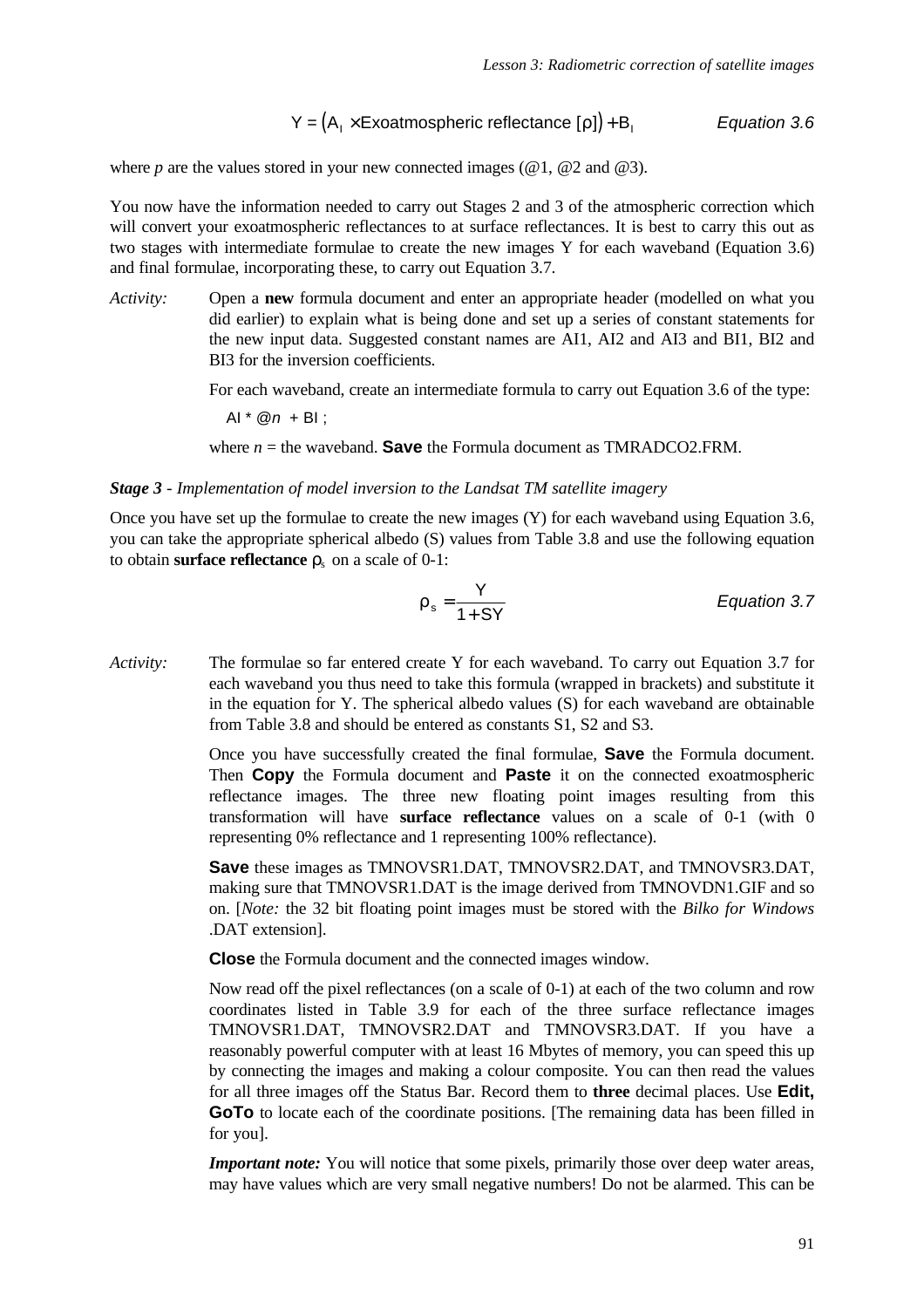$$Y = \left(A_I \times \text{Exoatmospheric reflectance } [\rho]\right) + B_I \qquad \textit{Equation 3.6}$$

where *p* are the values stored in your new connected images (@1, @2 and @3).

You now have the information needed to carry out Stages 2 and 3 of the atmospheric correction which will convert your exoatmospheric reflectances to at surface reflectances. It is best to carry this out as two stages with intermediate formulae to create the new images Y for each waveband (Equation 3.6) and final formulae, incorporating these, to carry out Equation 3.7.

*Activity:* Open a **new** formula document and enter an appropriate header (modelled on what you did earlier) to explain what is being done and set up a series of constant statements for the new input data. Suggested constant names are AI1, AI2 and AI3 and BI1, BI2 and BI3 for the inversion coefficients.

For each waveband, create an intermediate formula to carry out Equation 3.6 of the type:

```
AI * @n + BI ;
```

where *n* = the waveband. **Save** the Formula document as TMRADCO2.FRM.

***Stage 3*** *- Implementation of model inversion to the Landsat TM satellite imagery*

Once you have set up the formulae to create the new images (Y) for each waveband using Equation 3.6, you can take the appropriate spherical albedo (S) values from Table 3.8 and use the following equation to obtain **surface reflectance** $\rho_s$ on a scale of 0-1:

$$\rho_s = \frac{Y}{1 + SY} \qquad \textit{Equation 3.7}$$

*Activity:* The formulae so far entered create Y for each waveband. To carry out Equation 3.7 for each waveband you thus need to take this formula (wrapped in brackets) and substitute it in the equation for Y. The spherical albedo values (S) for each waveband are obtainable from Table 3.8 and should be entered as constants S1, S2 and S3.

Once you have successfully created the final formulae, **Save** the Formula document. Then **Copy** the Formula document and **Paste** it on the connected exoatmospheric reflectance images. The three new floating point images resulting from this transformation will have **surface reflectance** values on a scale of 0-1 (with 0 representing 0% reflectance and 1 representing 100% reflectance).

**Save** these images as TMNOVSR1.DAT, TMNOVSR2.DAT, and TMNOVSR3.DAT, making sure that TMNOVSR1.DAT is the image derived from TMNOVDN1.GIF and so on. [*Note:* the 32 bit floating point images must be stored with the *Bilko for Windows* .DAT extension].

**Close** the Formula document and the connected images window.

Now read off the pixel reflectances (on a scale of 0-1) at each of the two column and row coordinates listed in Table 3.9 for each of the three surface reflectance images TMNOVSR1.DAT, TMNOVSR2.DAT and TMNOVSR3.DAT. If you have a reasonably powerful computer with at least 16 Mbytes of memory, you can speed this up by connecting the images and making a colour composite. You can then read the values for all three images off the Status Bar. Record them to **three** decimal places. Use **Edit, GoTo** to locate each of the coordinate positions. [The remaining data has been filled in for you].

***Important note:*** You will notice that some pixels, primarily those over deep water areas, may have values which are very small negative numbers! Do not be alarmed. This can be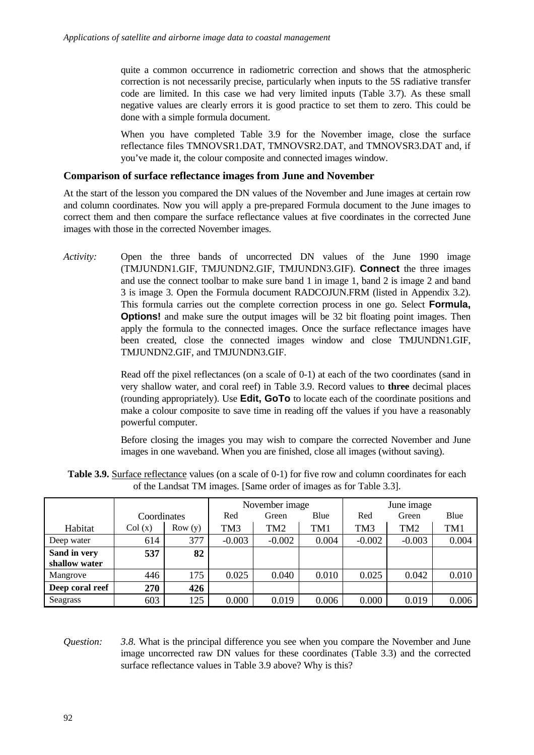quite a common occurrence in radiometric correction and shows that the atmospheric correction is not necessarily precise, particularly when inputs to the 5S radiative transfer code are limited. In this case we had very limited inputs (Table 3.7). As these small negative values are clearly errors it is good practice to set them to zero. This could be done with a simple formula document.

When you have completed Table 3.9 for the November image, close the surface reflectance files TMNOVSR1.DAT, TMNOVSR2.DAT, and TMNOVSR3.DAT and, if you've made it, the colour composite and connected images window.

### Comparison of surface reflectance images from June and November

At the start of the lesson you compared the DN values of the November and June images at certain row and column coordinates. Now you will apply a pre-prepared Formula document to the June images to correct them and then compare the surface reflectance values at five coordinates in the corrected June images with those in the corrected November images.

*Activity:* Open the three bands of uncorrected DN values of the June 1990 image (TMJUNDN1.GIF, TMJUNDN2.GIF, TMJUNDN3.GIF). **Connect** the three images and use the connect toolbar to make sure band 1 in image 1, band 2 is image 2 and band 3 is image 3. Open the Formula document RADCOJUN.FRM (listed in Appendix 3.2). This formula carries out the complete correction process in one go. Select **Formula, Options!** and make sure the output images will be 32 bit floating point images. Then apply the formula to the connected images. Once the surface reflectance images have been created, close the connected images window and close TMJUNDN1.GIF, TMJUNDN2.GIF, and TMJUNDN3.GIF.

Read off the pixel reflectances (on a scale of 0-1) at each of the two coordinates (sand in very shallow water, and coral reef) in Table 3.9. Record values to **three** decimal places (rounding appropriately). Use **Edit, GoTo** to locate each of the coordinate positions and make a colour composite to save time in reading off the values if you have a reasonably powerful computer.

Before closing the images you may wish to compare the corrected November and June images in one waveband. When you are finished, close all images (without saving).

**Table 3.9.** Surface reflectance values (on a scale of 0-1) for five row and column coordinates for each of the Landsat TM images. [Same order of images as for Table 3.3].

| | Coordinates | | November image | | | June image | | |
|---|---|---|---|---|---|---|---|---|
| | | | Red | Green | Blue | Red | Green | Blue |
| Habitat | Col (x) | Row (y) | TM3 | TM2 | TM1 | TM3 | TM2 | TM1 |
| Deep water | 614 | 377 | -0.003 | -0.002 | 0.004 | -0.002 | -0.003 | 0.004 |
| **Sand in very shallow water** | **537** | **82** | | | | | | |
| Mangrove | 446 | 175 | 0.025 | 0.040 | 0.010 | 0.025 | 0.042 | 0.010 |
| **Deep coral reef** | **270** | **426** | | | | | | |
| Seagrass | 603 | 125 | 0.000 | 0.019 | 0.006 | 0.000 | 0.019 | 0.006 |

*Question:* *3.8.* What is the principal difference you see when you compare the November and June image uncorrected raw DN values for these coordinates (Table 3.3) and the corrected surface reflectance values in Table 3.9 above? Why is this?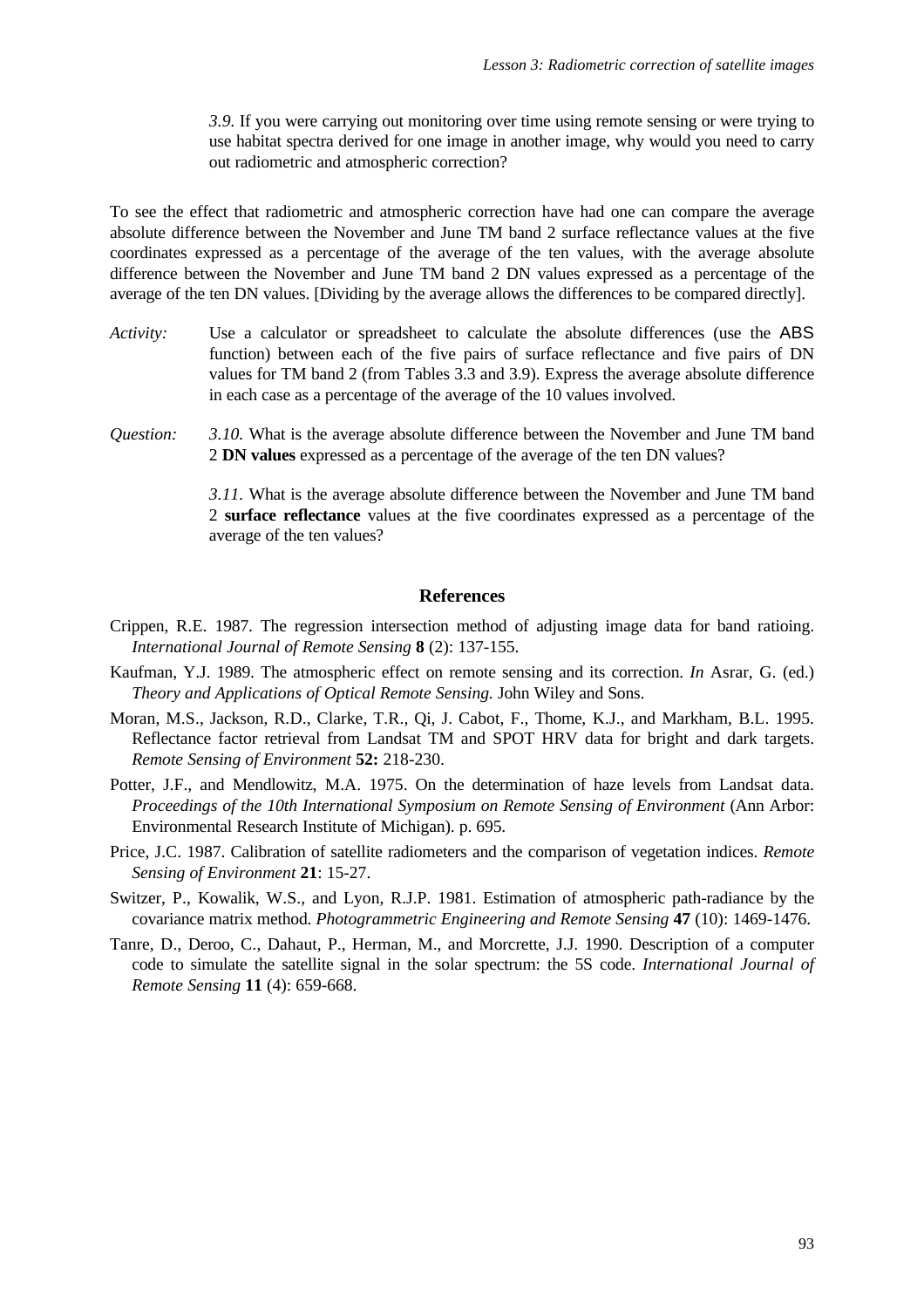*3.9*. If you were carrying out monitoring over time using remote sensing or were trying to use habitat spectra derived for one image in another image, why would you need to carry out radiometric and atmospheric correction?

To see the effect that radiometric and atmospheric correction have had one can compare the average absolute difference between the November and June TM band 2 surface reflectance values at the five coordinates expressed as a percentage of the average of the ten values, with the average absolute difference between the November and June TM band 2 DN values expressed as a percentage of the average of the ten DN values. [Dividing by the average allows the differences to be compared directly].

*Activity:* Use a calculator or spreadsheet to calculate the absolute differences (use the ABS function) between each of the five pairs of surface reflectance and five pairs of DN values for TM band 2 (from Tables 3.3 and 3.9). Express the average absolute difference in each case as a percentage of the average of the 10 values involved.

*Question:* *3.10*. What is the average absolute difference between the November and June TM band 2 **DN values** expressed as a percentage of the average of the ten DN values?

*3.11*. What is the average absolute difference between the November and June TM band 2 **surface reflectance** values at the five coordinates expressed as a percentage of the average of the ten values?

## References

Crippen, R.E. 1987. The regression intersection method of adjusting image data for band ratioing. *International Journal of Remote Sensing* **8** (2): 137-155.

Kaufman, Y.J. 1989. The atmospheric effect on remote sensing and its correction. *In* Asrar, G. (ed.) *Theory and Applications of Optical Remote Sensing.* John Wiley and Sons.

Moran, M.S., Jackson, R.D., Clarke, T.R., Qi, J. Cabot, F., Thome, K.J., and Markham, B.L. 1995. Reflectance factor retrieval from Landsat TM and SPOT HRV data for bright and dark targets. *Remote Sensing of Environment* **52:** 218-230.

Potter, J.F., and Mendlowitz, M.A. 1975. On the determination of haze levels from Landsat data. *Proceedings of the 10th International Symposium on Remote Sensing of Environment* (Ann Arbor: Environmental Research Institute of Michigan). p. 695.

Price, J.C. 1987. Calibration of satellite radiometers and the comparison of vegetation indices. *Remote Sensing of Environment* **21**: 15-27.

Switzer, P., Kowalik, W.S., and Lyon, R.J.P. 1981. Estimation of atmospheric path-radiance by the covariance matrix method. *Photogrammetric Engineering and Remote Sensing* **47** (10): 1469-1476.

Tanre, D., Deroo, C., Dahaut, P., Herman, M., and Morcrette, J.J. 1990. Description of a computer code to simulate the satellite signal in the solar spectrum: the 5S code. *International Journal of Remote Sensing* **11** (4): 659-668.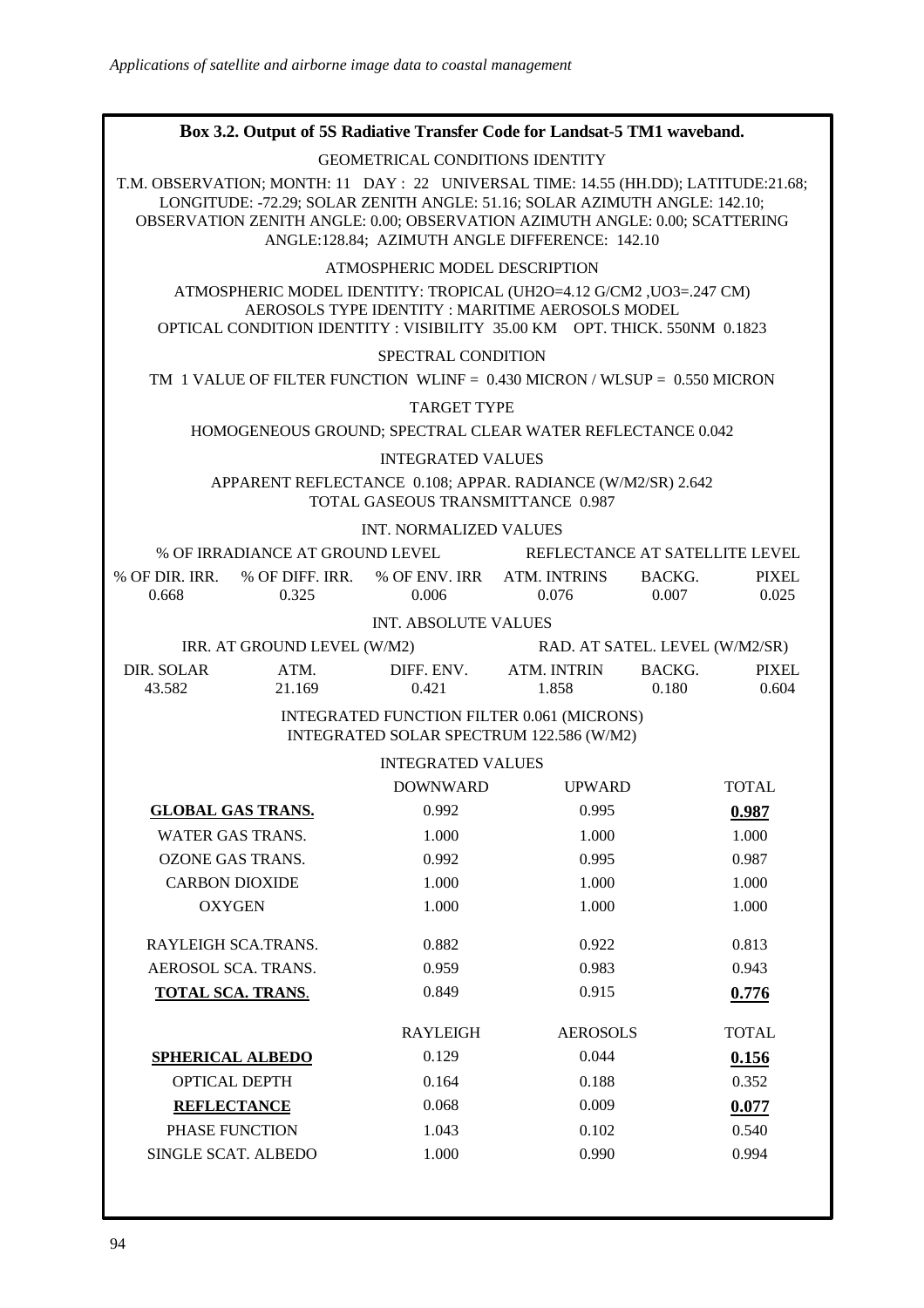**Box 3.2. Output of 5S Radiative Transfer Code for Landsat-5 TM1 waveband.**

GEOMETRICAL CONDITIONS IDENTITY

T.M. OBSERVATION; MONTH: 11 DAY : 22 UNIVERSAL TIME: 14.55 (HH.DD); LATITUDE:21.68; LONGITUDE: -72.29; SOLAR ZENITH ANGLE: 51.16; SOLAR AZIMUTH ANGLE: 142.10; OBSERVATION ZENITH ANGLE: 0.00; OBSERVATION AZIMUTH ANGLE: 0.00; SCATTERING ANGLE:128.84; AZIMUTH ANGLE DIFFERENCE: 142.10

ATMOSPHERIC MODEL DESCRIPTION

ATMOSPHERIC MODEL IDENTITY: TROPICAL (UH2O=4.12 G/CM2 ,UO3=.247 CM)
AEROSOLS TYPE IDENTITY : MARITIME AEROSOLS MODEL
OPTICAL CONDITION IDENTITY : VISIBILITY 35.00 KM OPT. THICK. 550NM 0.1823

SPECTRAL CONDITION

TM 1 VALUE OF FILTER FUNCTION WLINF = 0.430 MICRON / WLSUP = 0.550 MICRON

TARGET TYPE

HOMOGENEOUS GROUND; SPECTRAL CLEAR WATER REFLECTANCE 0.042

INTEGRATED VALUES

APPARENT REFLECTANCE 0.108; APPAR. RADIANCE (W/M2/SR) 2.642
TOTAL GASEOUS TRANSMITTANCE 0.987

INT. NORMALIZED VALUES

| % OF IRRADIANCE AT GROUND LEVEL | | | REFLECTANCE AT SATELLITE LEVEL | | |
|---|---|---|---|---|---|
| % OF DIR. IRR. | % OF DIFF. IRR. | % OF ENV. IRR | ATM. INTRINS | BACKG. | PIXEL |
| 0.668 | 0.325 | 0.006 | 0.076 | 0.007 | 0.025 |

INT. ABSOLUTE VALUES

| IRR. AT GROUND LEVEL (W/M2) | | | RAD. AT SATEL. LEVEL (W/M2/SR) | | |
|---|---|---|---|---|---|
| DIR. SOLAR | ATM. | DIFF. ENV. | ATM. INTRIN | BACKG. | PIXEL |
| 43.582 | 21.169 | 0.421 | 1.858 | 0.180 | 0.604 |

INTEGRATED FUNCTION FILTER 0.061 (MICRONS)
INTEGRATED SOLAR SPECTRUM 122.586 (W/M2)

INTEGRATED VALUES

| | DOWNWARD | UPWARD | TOTAL |
|---|---|---|---|
| **GLOBAL GAS TRANS.** | 0.992 | 0.995 | **0.987** |
| WATER GAS TRANS. | 1.000 | 1.000 | 1.000 |
| OZONE GAS TRANS. | 0.992 | 0.995 | 0.987 |
| CARBON DIOXIDE | 1.000 | 1.000 | 1.000 |
| OXYGEN | 1.000 | 1.000 | 1.000 |
| RAYLEIGH SCA.TRANS. | 0.882 | 0.922 | 0.813 |
| AEROSOL SCA. TRANS. | 0.959 | 0.983 | 0.943 |
| **TOTAL SCA. TRANS.** | 0.849 | 0.915 | **0.776** |

| | RAYLEIGH | AEROSOLS | TOTAL |
|---|---|---|---|
| **SPHERICAL ALBEDO** | 0.129 | 0.044 | **0.156** |
| OPTICAL DEPTH | 0.164 | 0.188 | 0.352 |
| **REFLECTANCE** | 0.068 | 0.009 | **0.077** |
| PHASE FUNCTION | 1.043 | 0.102 | 0.540 |
| SINGLE SCAT. ALBEDO | 1.000 | 0.990 | 0.994 |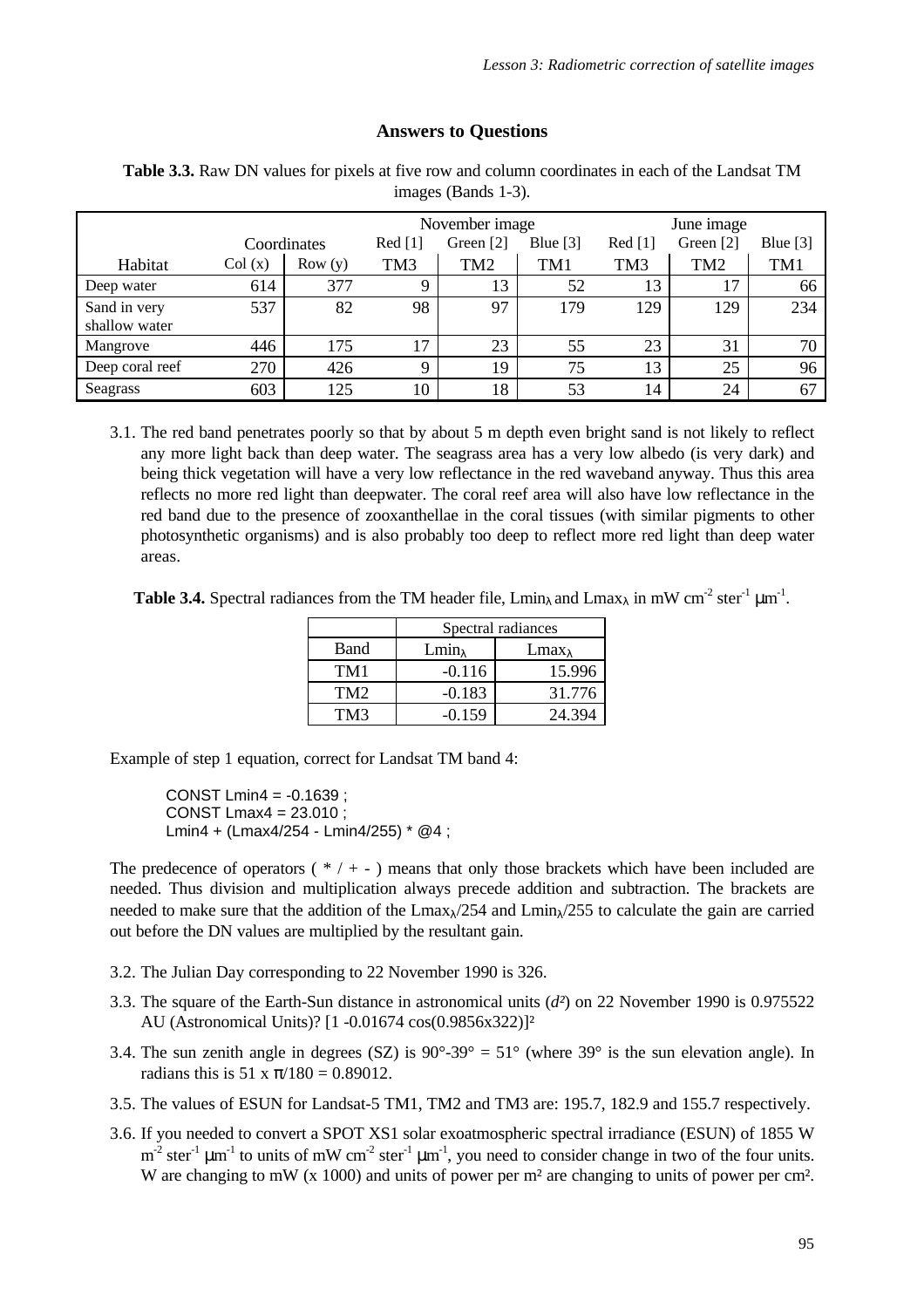## Answers to Questions

**Table 3.3.** Raw DN values for pixels at five row and column coordinates in each of the Landsat TM images (Bands 1-3).

| | | | November image | | | June image | | |
|---|---|---|---|---|---|---|---|---|
| | Coordinates | | Red [1] | Green [2] | Blue [3] | Red [1] | Green [2] | Blue [3] |
| Habitat | Col (x) | Row (y) | TM3 | TM2 | TM1 | TM3 | TM2 | TM1 |
| Deep water | 614 | 377 | 9 | 13 | 52 | 13 | 17 | 66 |
| Sand in very shallow water | 537 | 82 | 98 | 97 | 179 | 129 | 129 | 234 |
| Mangrove | 446 | 175 | 17 | 23 | 55 | 23 | 31 | 70 |
| Deep coral reef | 270 | 426 | 9 | 19 | 75 | 13 | 25 | 96 |
| Seagrass | 603 | 125 | 10 | 18 | 53 | 14 | 24 | 67 |

3.1. The red band penetrates poorly so that by about 5 m depth even bright sand is not likely to reflect any more light back than deep water. The seagrass area has a very low albedo (is very dark) and being thick vegetation will have a very low reflectance in the red waveband anyway. Thus this area reflects no more red light than deepwater. The coral reef area will also have low reflectance in the red band due to the presence of zooxanthellae in the coral tissues (with similar pigments to other photosynthetic organisms) and is also probably too deep to reflect more red light than deep water areas.

**Table 3.4.** Spectral radiances from the TM header file, $Lmin_\lambda$ and $Lmax_\lambda$ in mW cm$^{-2}$ ster$^{-1}$ µm$^{-1}$.

| | Spectral radiances | |
|---|---|---|
| Band | $Lmin_\lambda$ | $Lmax_\lambda$ |
| TM1 | -0.116 | 15.996 |
| TM2 | -0.183 | 31.776 |
| TM3 | -0.159 | 24.394 |

Example of step 1 equation, correct for Landsat TM band 4:

```
CONST Lmin4 = -0.1639 ;
CONST Lmax4 = 23.010 ;
Lmin4 + (Lmax4/254 - Lmin4/255) * @4 ;
```

The predecence of operators ( * / + - ) means that only those brackets which have been included are needed. Thus division and multiplication always precede addition and subtraction. The brackets are needed to make sure that the addition of the $Lmax_\lambda/254$ and $Lmin_\lambda/255$ to calculate the gain are carried out before the DN values are multiplied by the resultant gain.

3.2. The Julian Day corresponding to 22 November 1990 is 326.

3.3. The square of the Earth-Sun distance in astronomical units ($d^2$) on 22 November 1990 is 0.975522 AU (Astronomical Units)? $[1 - 0.01674 \cos(0.9856 \text{x} 322)]^2$

3.4. The sun zenith angle in degrees (SZ) is 90°-39° = 51° (where 39° is the sun elevation angle). In radians this is $51 \times \pi/180 = 0.89012$.

3.5. The values of ESUN for Landsat-5 TM1, TM2 and TM3 are: 195.7, 182.9 and 155.7 respectively.

3.6. If you needed to convert a SPOT XS1 solar exoatmospheric spectral irradiance (ESUN) of 1855 W m$^{-2}$ ster$^{-1}$ µm$^{-1}$ to units of mW cm$^{-2}$ ster$^{-1}$ µm$^{-1}$, you need to consider change in two of the four units. W are changing to mW (x 1000) and units of power per m² are changing to units of power per cm².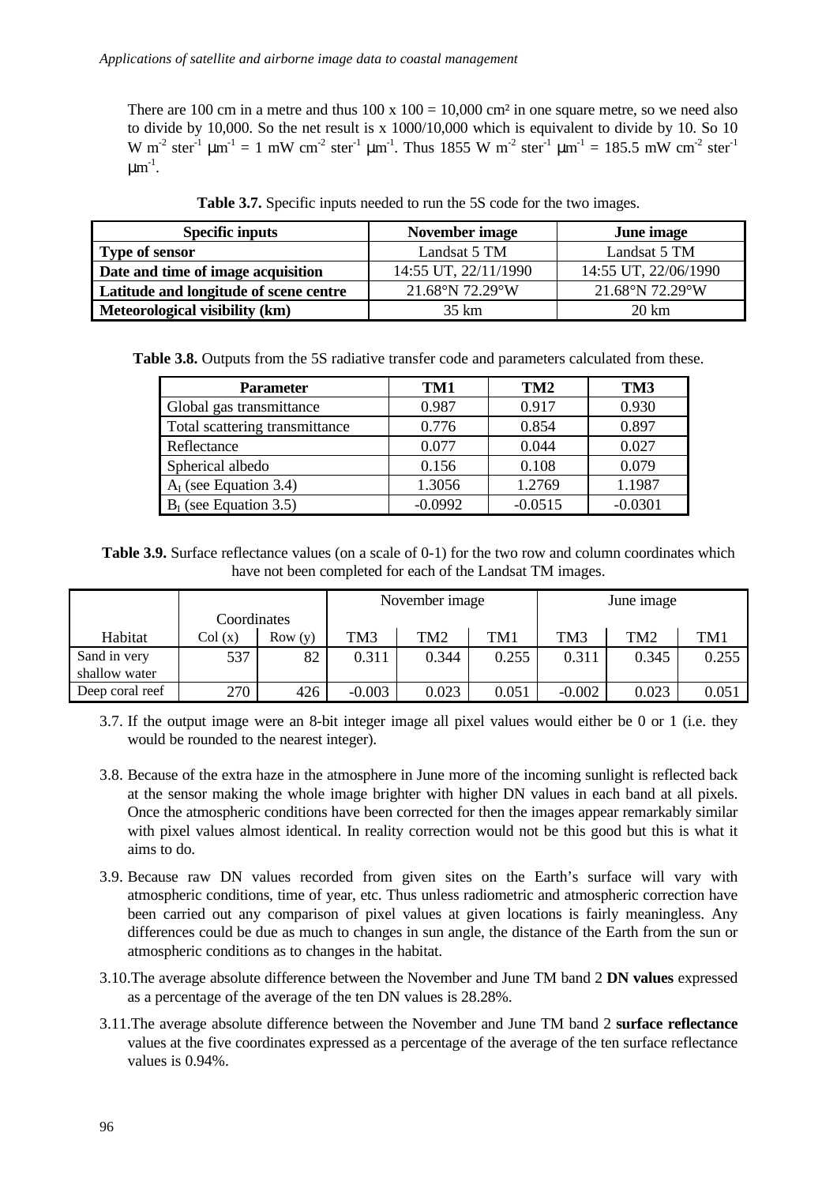There are 100 cm in a metre and thus 100 x 100 = 10,000 cm² in one square metre, so we need also to divide by 10,000. So the net result is x 1000/10,000 which is equivalent to divide by 10. So 10 W $m^{-2}$ $ster^{-1}$ $\mu m^{-1}$ = 1 mW $cm^{-2}$ $ster^{-1}$ $\mu m^{-1}$. Thus 1855 W $m^{-2}$ $ster^{-1}$ $\mu m^{-1}$ = 185.5 mW $cm^{-2}$ $ster^{-1}$ $\mu m^{-1}$.

**Table 3.7.** Specific inputs needed to run the 5S code for the two images.

| Specific inputs | November image | June image |
|---|---|---|
| **Type of sensor** | Landsat 5 TM | Landsat 5 TM |
| **Date and time of image acquisition** | 14:55 UT, 22/11/1990 | 14:55 UT, 22/06/1990 |
| **Latitude and longitude of scene centre** | 21.68°N 72.29°W | 21.68°N 72.29°W |
| **Meteorological visibility (km)** | 35 km | 20 km |

**Table 3.8.** Outputs from the 5S radiative transfer code and parameters calculated from these.

| Parameter | TM1 | TM2 | TM3 |
|---|---|---|---|
| Global gas transmittance | 0.987 | 0.917 | 0.930 |
| Total scattering transmittance | 0.776 | 0.854 | 0.897 |
| Reflectance | 0.077 | 0.044 | 0.027 |
| Spherical albedo | 0.156 | 0.108 | 0.079 |
| $A_I$ (see Equation 3.4) | 1.3056 | 1.2769 | 1.1987 |
| $B_I$ (see Equation 3.5) | -0.0992 | -0.0515 | -0.0301 |

**Table 3.9.** Surface reflectance values (on a scale of 0-1) for the two row and column coordinates which have not been completed for each of the Landsat TM images.

| | Coordinates | | November image | | | June image | | |
|---|---|---|---|---|---|---|---|---|
| Habitat | Col (x) | Row (y) | TM3 | TM2 | TM1 | TM3 | TM2 | TM1 |
| Sand in very shallow water | 537 | 82 | 0.311 | 0.344 | 0.255 | 0.311 | 0.345 | 0.255 |
| Deep coral reef | 270 | 426 | -0.003 | 0.023 | 0.051 | -0.002 | 0.023 | 0.051 |

3.7. If the output image were an 8-bit integer image all pixel values would either be 0 or 1 (i.e. they would be rounded to the nearest integer).

3.8. Because of the extra haze in the atmosphere in June more of the incoming sunlight is reflected back at the sensor making the whole image brighter with higher DN values in each band at all pixels. Once the atmospheric conditions have been corrected for then the images appear remarkably similar with pixel values almost identical. In reality correction would not be this good but this is what it aims to do.

3.9. Because raw DN values recorded from given sites on the Earth's surface will vary with atmospheric conditions, time of year, etc. Thus unless radiometric and atmospheric correction have been carried out any comparison of pixel values at given locations is fairly meaningless. Any differences could be due as much to changes in sun angle, the distance of the Earth from the sun or atmospheric conditions as to changes in the habitat.

3.10. The average absolute difference between the November and June TM band 2 **DN values** expressed as a percentage of the average of the ten DN values is 28.28%.

3.11. The average absolute difference between the November and June TM band 2 **surface reflectance** values at the five coordinates expressed as a percentage of the average of the ten surface reflectance values is 0.94%.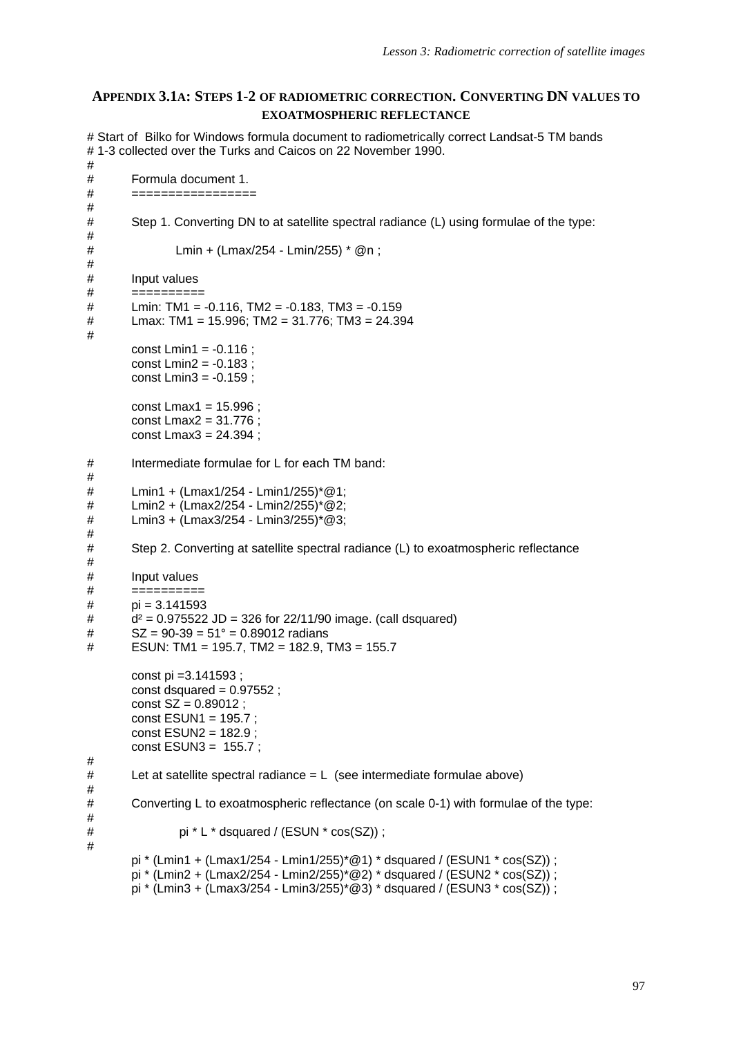## APPENDIX 3.1A: STEPS 1-2 OF RADIOMETRIC CORRECTION. CONVERTING DN VALUES TO EXOATMOSPHERIC REFLECTANCE

```
# Start of  Bilko for Windows formula document to radiometrically correct Landsat-5 TM bands
# 1-3 collected over the Turks and Caicos on 22 November 1990.
#
#       Formula document 1.
#       =================
#
#       Step 1. Converting DN to at satellite spectral radiance (L) using formulae of the type:
#
#               Lmin + (Lmax/254 - Lmin/255) * @n ;
#
#       Input values
#       ==========
#       Lmin: TM1 = -0.116, TM2 = -0.183, TM3 = -0.159
#       Lmax: TM1 = 15.996; TM2 = 31.776; TM3 = 24.394
#
        const Lmin1 = -0.116 ;
        const Lmin2 = -0.183 ;
        const Lmin3 = -0.159 ;

        const Lmax1 = 15.996 ;
        const Lmax2 = 31.776 ;
        const Lmax3 = 24.394 ;

#       Intermediate formulae for L for each TM band:
#
#       Lmin1 + (Lmax1/254 - Lmin1/255)*@1;
#       Lmin2 + (Lmax2/254 - Lmin2/255)*@2;
#       Lmin3 + (Lmax3/254 - Lmin3/255)*@3;
#
#       Step 2. Converting at satellite spectral radiance (L) to exoatmospheric reflectance
#
#       Input values
#       ==========
#       pi = 3.141593
#       d² = 0.975522 JD = 326 for 22/11/90 image. (call dsquared)
#       SZ = 90-39 = 51° = 0.89012 radians
#       ESUN: TM1 = 195.7, TM2 = 182.9, TM3 = 155.7

        const pi =3.141593 ;
        const dsquared = 0.97552 ;
        const SZ = 0.89012 ;
        const ESUN1 = 195.7 ;
        const ESUN2 = 182.9 ;
        const ESUN3 =  155.7 ;
#
#       Let at satellite spectral radiance = L  (see intermediate formulae above)
#
#       Converting L to exoatmospheric reflectance (on scale 0-1) with formulae of the type:
#
#               pi * L * dsquared / (ESUN * cos(SZ)) ;
#
        pi * (Lmin1 + (Lmax1/254 - Lmin1/255)*@1) * dsquared / (ESUN1 * cos(SZ)) ;
        pi * (Lmin2 + (Lmax2/254 - Lmin2/255)*@2) * dsquared / (ESUN2 * cos(SZ)) ;
        pi * (Lmin3 + (Lmax3/254 - Lmin3/255)*@3) * dsquared / (ESUN3 * cos(SZ)) ;
```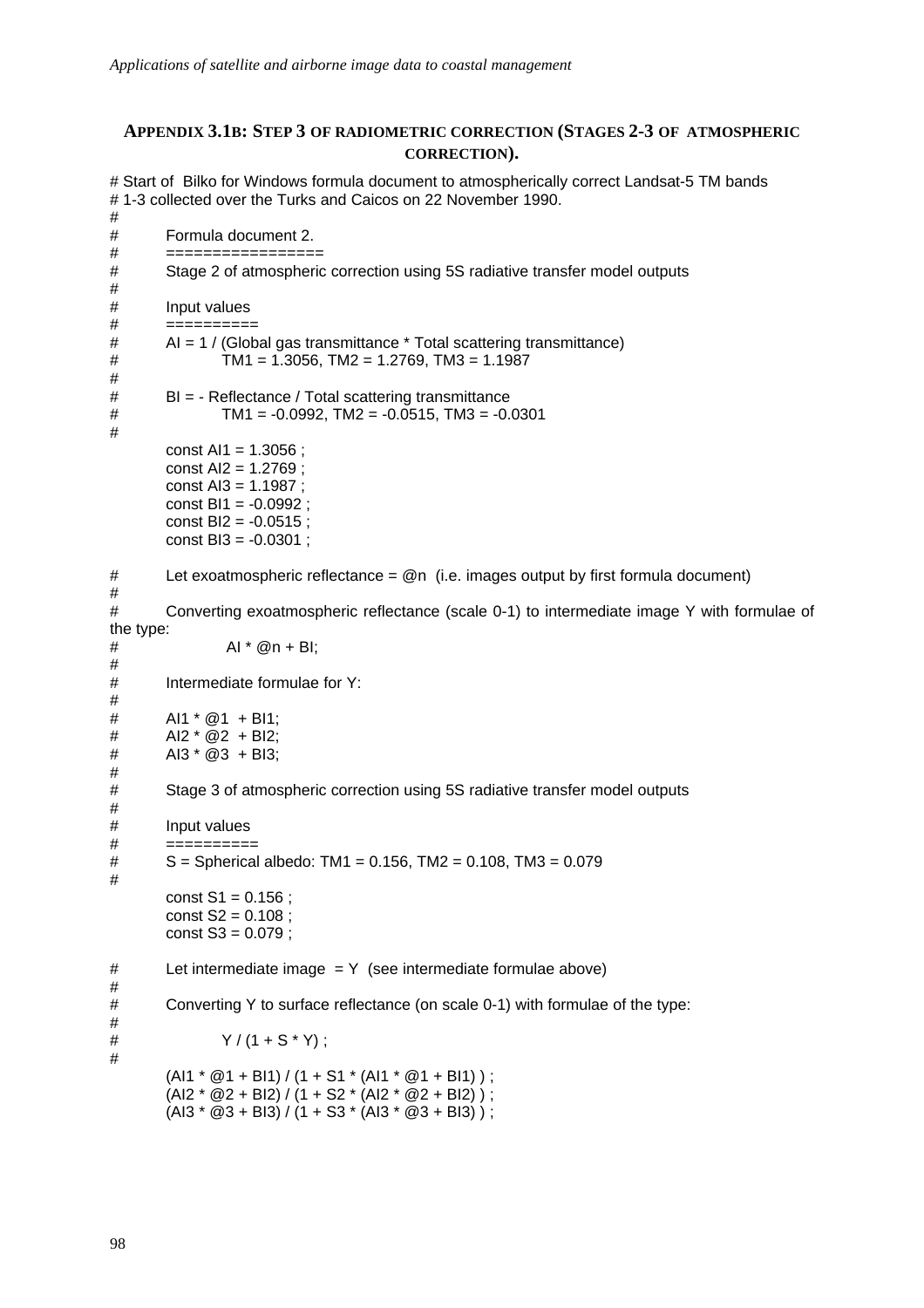## APPENDIX 3.1B: STEP 3 OF RADIOMETRIC CORRECTION (STAGES 2-3 OF ATMOSPHERIC CORRECTION).

```
# Start of  Bilko for Windows formula document to atmospherically correct Landsat-5 TM bands
# 1-3 collected over the Turks and Caicos on 22 November 1990.
#
#       Formula document 2.
#       =================
#       Stage 2 of atmospheric correction using 5S radiative transfer model outputs
#
#       Input values
#       ==========
#       AI = 1 / (Global gas transmittance * Total scattering transmittance)
#               TM1 = 1.3056, TM2 = 1.2769, TM3 = 1.1987
#
#       BI = - Reflectance / Total scattering transmittance
#               TM1 = -0.0992, TM2 = -0.0515, TM3 = -0.0301
#
        const AI1 = 1.3056 ;
        const AI2 = 1.2769 ;
        const AI3 = 1.1987 ;
        const BI1 = -0.0992 ;
        const BI2 = -0.0515 ;
        const BI3 = -0.0301 ;

#       Let exoatmospheric reflectance = @n  (i.e. images output by first formula document)
#
#       Converting exoatmospheric reflectance (scale 0-1) to intermediate image Y with formulae of the type:
#                AI * @n + BI;
#
#       Intermediate formulae for Y:
#
#       AI1 * @1  + BI1;
#       AI2 * @2  + BI2;
#       AI3 * @3  + BI3;
#
#       Stage 3 of atmospheric correction using 5S radiative transfer model outputs
#
#       Input values
#       ==========
#       S = Spherical albedo: TM1 = 0.156, TM2 = 0.108, TM3 = 0.079
#
        const S1 = 0.156 ;
        const S2 = 0.108 ;
        const S3 = 0.079 ;

#       Let intermediate image  = Y  (see intermediate formulae above)
#
#       Converting Y to surface reflectance (on scale 0-1) with formulae of the type:
#
#               Y / (1 + S * Y) ;
#
        (AI1 * @1 + BI1) / (1 + S1 * (AI1 * @1 + BI1) ) ;
        (AI2 * @2 + BI2) / (1 + S2 * (AI2 * @2 + BI2) ) ;
        (AI3 * @3 + BI3) / (1 + S3 * (AI3 * @3 + BI3) ) ;
```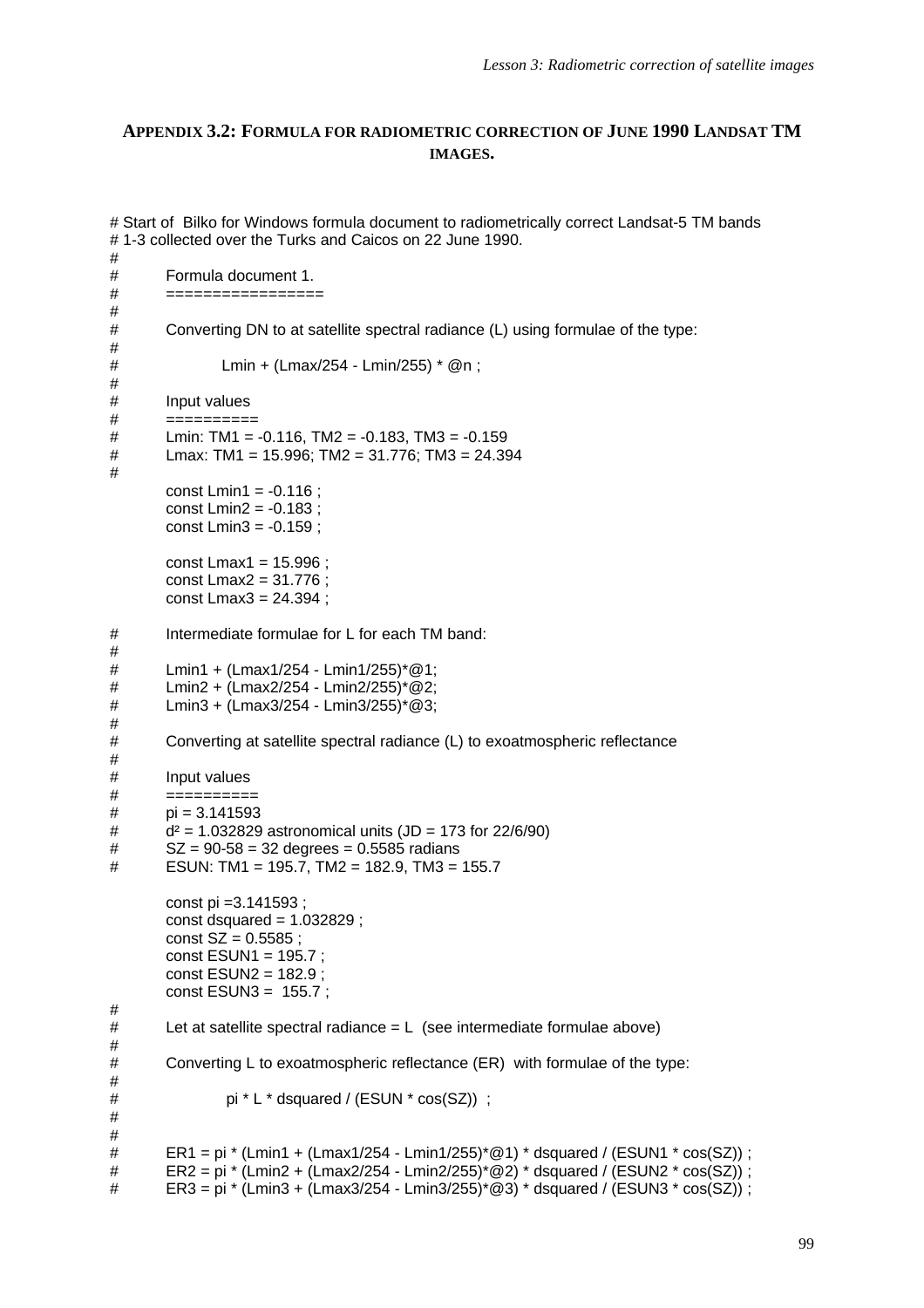## APPENDIX 3.2: FORMULA FOR RADIOMETRIC CORRECTION OF JUNE 1990 LANDSAT TM IMAGES.

```
# Start of  Bilko for Windows formula document to radiometrically correct Landsat-5 TM bands
# 1-3 collected over the Turks and Caicos on 22 June 1990.
#
#       Formula document 1.
#       =================
#
#       Converting DN to at satellite spectral radiance (L) using formulae of the type:
#
#               Lmin + (Lmax/254 - Lmin/255) * @n ;
#
#       Input values
#       ==========
#       Lmin: TM1 = -0.116, TM2 = -0.183, TM3 = -0.159
#       Lmax: TM1 = 15.996; TM2 = 31.776; TM3 = 24.394
#
        const Lmin1 = -0.116 ;
        const Lmin2 = -0.183 ;
        const Lmin3 = -0.159 ;

        const Lmax1 = 15.996 ;
        const Lmax2 = 31.776 ;
        const Lmax3 = 24.394 ;

#       Intermediate formulae for L for each TM band:
#
#       Lmin1 + (Lmax1/254 - Lmin1/255)*@1;
#       Lmin2 + (Lmax2/254 - Lmin2/255)*@2;
#       Lmin3 + (Lmax3/254 - Lmin3/255)*@3;
#
#       Converting at satellite spectral radiance (L) to exoatmospheric reflectance
#
#       Input values
#       ==========
#       pi = 3.141593
#       d² = 1.032829 astronomical units (JD = 173 for 22/6/90)
#       SZ = 90-58 = 32 degrees = 0.5585 radians
#       ESUN: TM1 = 195.7, TM2 = 182.9, TM3 = 155.7

        const pi =3.141593 ;
        const dsquared = 1.032829 ;
        const SZ = 0.5585 ;
        const ESUN1 = 195.7 ;
        const ESUN2 = 182.9 ;
        const ESUN3 =  155.7 ;
#
#       Let at satellite spectral radiance = L  (see intermediate formulae above)
#
#       Converting L to exoatmospheric reflectance (ER)  with formulae of the type:
#
#                pi * L * dsquared / (ESUN * cos(SZ))  ;
#
#
#       ER1 = pi * (Lmin1 + (Lmax1/254 - Lmin1/255)*@1) * dsquared / (ESUN1 * cos(SZ)) ;
#       ER2 = pi * (Lmin2 + (Lmax2/254 - Lmin2/255)*@2) * dsquared / (ESUN2 * cos(SZ)) ;
#       ER3 = pi * (Lmin3 + (Lmax3/254 - Lmin3/255)*@3) * dsquared / (ESUN3 * cos(SZ)) ;
```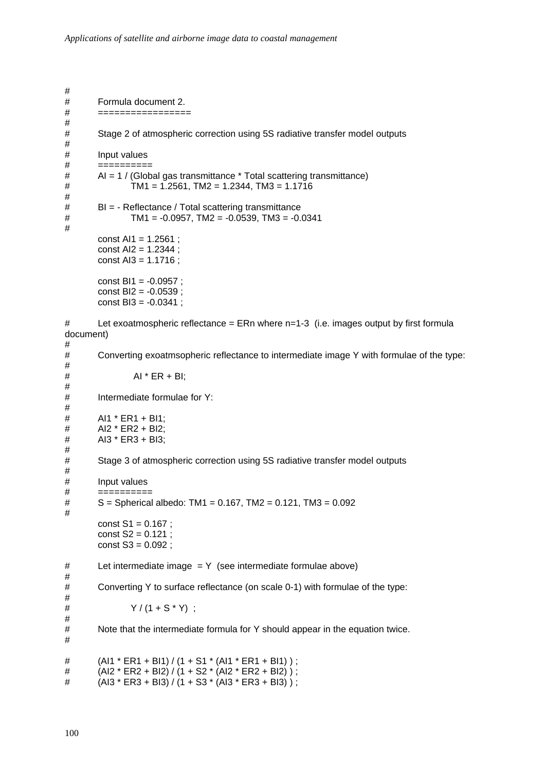```
#
#       Formula document 2.
#       =================
#
#       Stage 2 of atmospheric correction using 5S radiative transfer model outputs
#
#       Input values
#       ==========
#       AI = 1 / (Global gas transmittance * Total scattering transmittance)
#               TM1 = 1.2561, TM2 = 1.2344, TM3 = 1.1716
#
#       BI = - Reflectance / Total scattering transmittance
#               TM1 = -0.0957, TM2 = -0.0539, TM3 = -0.0341
#
        const AI1 = 1.2561 ;
        const AI2 = 1.2344 ;
        const AI3 = 1.1716 ;

        const BI1 = -0.0957 ;
        const BI2 = -0.0539 ;
        const BI3 = -0.0341 ;

#       Let exoatmospheric reflectance = ERn where n=1-3  (i.e. images output by first formula
document)
#
#       Converting exoatmsopheric reflectance to intermediate image Y with formulae of the type:
#
#                AI * ER + BI;
#
#       Intermediate formulae for Y:
#
#       AI1 * ER1 + BI1;
#       AI2 * ER2 + BI2;
#       AI3 * ER3 + BI3;
#
#       Stage 3 of atmospheric correction using 5S radiative transfer model outputs
#
#       Input values
#       ==========
#       S = Spherical albedo: TM1 = 0.167, TM2 = 0.121, TM3 = 0.092
#
        const S1 = 0.167 ;
        const S2 = 0.121 ;
        const S3 = 0.092 ;

#       Let intermediate image  = Y  (see intermediate formulae above)
#
#       Converting Y to surface reflectance (on scale 0-1) with formulae of the type:
#
#               Y / (1 + S * Y)  ;
#
#       Note that the intermediate formula for Y should appear in the equation twice.
#

#       (AI1 * ER1 + BI1) / (1 + S1 * (AI1 * ER1 + BI1) ) ;
#       (AI2 * ER2 + BI2) / (1 + S2 * (AI2 * ER2 + BI2) ) ;
#       (AI3 * ER3 + BI3) / (1 + S3 * (AI3 * ER3 + BI3) ) ;
```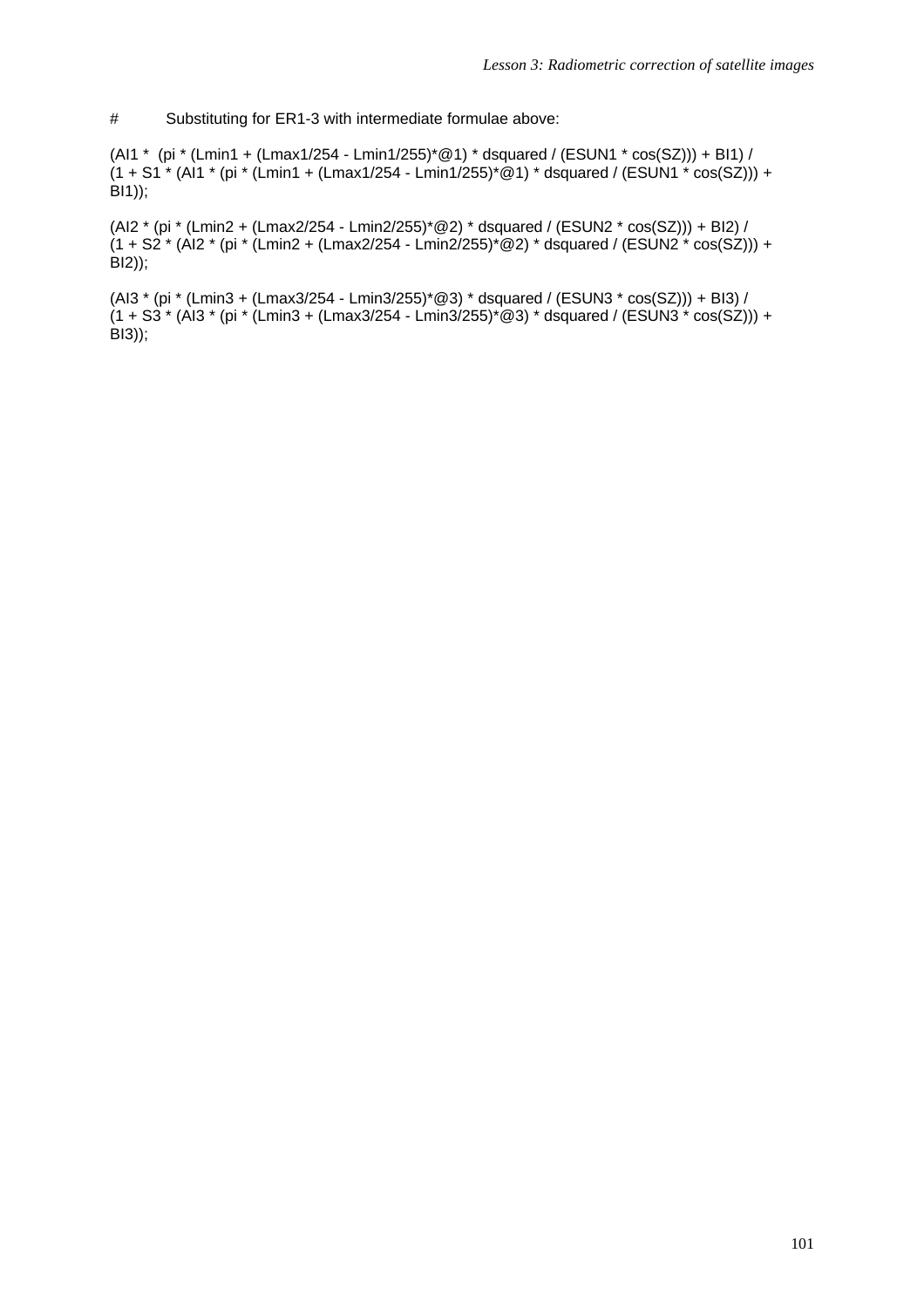# Substituting for ER1-3 with intermediate formulae above:

```
(AI1 *  (pi * (Lmin1 + (Lmax1/254 - Lmin1/255)*@1) * dsquared / (ESUN1 * cos(SZ))) + BI1) /
(1 + S1 * (AI1 * (pi * (Lmin1 + (Lmax1/254 - Lmin1/255)*@1) * dsquared / (ESUN1 * cos(SZ))) +
BI1));

(AI2 * (pi * (Lmin2 + (Lmax2/254 - Lmin2/255)*@2) * dsquared / (ESUN2 * cos(SZ))) + BI2) /
(1 + S2 * (AI2 * (pi * (Lmin2 + (Lmax2/254 - Lmin2/255)*@2) * dsquared / (ESUN2 * cos(SZ))) +
BI2));

(AI3 * (pi * (Lmin3 + (Lmax3/254 - Lmin3/255)*@3) * dsquared / (ESUN3 * cos(SZ))) + BI3) /
(1 + S3 * (AI3 * (pi * (Lmin3 + (Lmax3/254 - Lmin3/255)*@3) * dsquared / (ESUN3 * cos(SZ))) +
BI3));
```